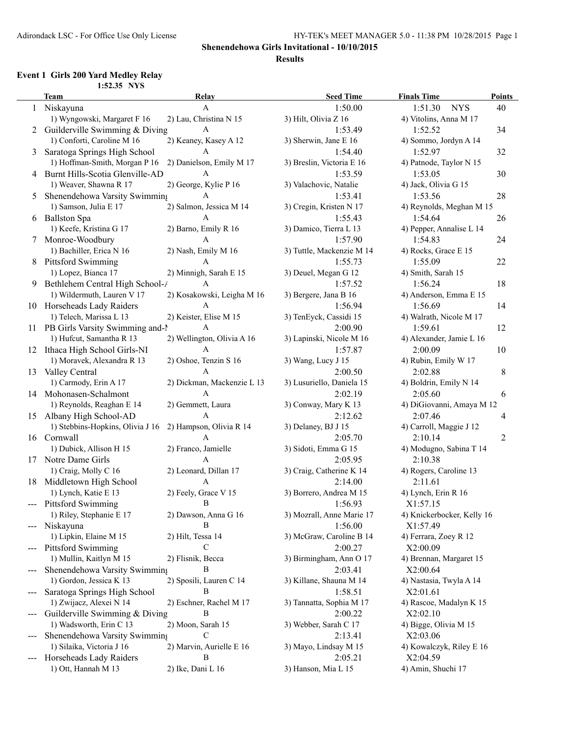**Shenendehowa Girls Invitational - 10/10/2015**

**Results**

### Event 1 Girls 200 Yard Medley Relay

1:52.35 NYS

| | Team | Relay | Seed Time | Finals Time | Points |
|---|---|---|---|---|---|
| 1 | Niskayuna | A | 1:50.00 | 1:51.30 NYS | 40 |
| | 1) Wyngowski, Margaret F 16 | 2) Lau, Christina N 15 | 3) Hilt, Olivia Z 16 | 4) Vitolins, Anna M 17 | |
| 2 | Guilderville Swimming & Diving | A | 1:53.49 | 1:52.52 | 34 |
| | 1) Conforti, Caroline M 16 | 2) Keaney, Kasey A 12 | 3) Sherwin, Jane E 16 | 4) Sommo, Jordyn A 14 | |
| 3 | Saratoga Springs High School | A | 1:54.40 | 1:52.97 | 32 |
| | 1) Hoffman-Smith, Morgan P 16 | 2) Danielson, Emily M 17 | 3) Breslin, Victoria E 16 | 4) Patnode, Taylor N 15 | |
| 4 | Burnt Hills-Scotia Glenville-AD | A | 1:53.59 | 1:53.05 | 30 |
| | 1) Weaver, Shawna R 17 | 2) George, Kylie P 16 | 3) Valachovic, Natalie | 4) Jack, Olivia G 15 | |
| 5 | Shenendehowa Varsity Swimming | A | 1:53.41 | 1:53.56 | 28 |
| | 1) Samson, Julia E 17 | 2) Salmon, Jessica M 14 | 3) Cregin, Kristen N 17 | 4) Reynolds, Meghan M 15 | |
| 6 | Ballston Spa | A | 1:55.43 | 1:54.64 | 26 |
| | 1) Keefe, Kristina G 17 | 2) Barno, Emily R 16 | 3) Damico, Tierra L 13 | 4) Pepper, Annalise L 14 | |
| 7 | Monroe-Woodbury | A | 1:57.90 | 1:54.83 | 24 |
| | 1) Bachiller, Erica N 16 | 2) Nash, Emily M 16 | 3) Tuttle, Mackenzie M 14 | 4) Rocks, Grace E 15 | |
| 8 | Pittsford Swimming | A | 1:55.73 | 1:55.09 | 22 |
| | 1) Lopez, Bianca 17 | 2) Minnigh, Sarah E 15 | 3) Deuel, Megan G 12 | 4) Smith, Sarah 15 | |
| 9 | Bethlehem Central High School-A | A | 1:57.52 | 1:56.24 | 18 |
| | 1) Wildermuth, Lauren V 17 | 2) Kosakowski, Leigha M 16 | 3) Bergere, Jana B 16 | 4) Anderson, Emma E 15 | |
| 10 | Horseheads Lady Raiders | A | 1:56.94 | 1:56.69 | 14 |
| | 1) Telech, Marissa L 13 | 2) Keister, Elise M 15 | 3) TenEyck, Cassidi 15 | 4) Walrath, Nicole M 17 | |
| 11 | PB Girls Varsity Swimming and-N | A | 2:00.90 | 1:59.61 | 12 |
| | 1) Hufcut, Samantha R 13 | 2) Wellington, Olivia A 16 | 3) Lapinski, Nicole M 16 | 4) Alexander, Jamie L 16 | |
| 12 | Ithaca High School Girls-NI | A | 1:57.87 | 2:00.09 | 10 |
| | 1) Moravek, Alexandra R 13 | 2) Oshoe, Tenzin S 16 | 3) Wang, Lucy J 15 | 4) Rubin, Emily W 17 | |
| 13 | Valley Central | A | 2:00.50 | 2:02.88 | 8 |
| | 1) Carmody, Erin A 17 | 2) Dickman, Mackenzie L 13 | 3) Lusuriello, Daniela 15 | 4) Boldrin, Emily N 14 | |
| 14 | Mohonasen-Schalmont | A | 2:02.19 | 2:05.60 | 6 |
| | 1) Reynolds, Reaghan E 14 | 2) Gemmett, Laura | 3) Conway, Mary K 13 | 4) DiGiovanni, Amaya M 12 | |
| 15 | Albany High School-AD | A | 2:12.62 | 2:07.46 | 4 |
| | 1) Stebbins-Hopkins, Olivia J 16 | 2) Hampson, Olivia R 14 | 3) Delaney, BJ J 15 | 4) Carroll, Maggie J 12 | |
| 16 | Cornwall | A | 2:05.70 | 2:10.14 | 2 |
| | 1) Dubick, Allison H 15 | 2) Franco, Jamielle | 3) Sidoti, Emma G 15 | 4) Modugno, Sabina T 14 | |
| 17 | Notre Dame Girls | A | 2:05.95 | 2:10.38 | |
| | 1) Craig, Molly C 16 | 2) Leonard, Dillan 17 | 3) Craig, Catherine K 14 | 4) Rogers, Caroline 13 | |
| 18 | Middletown High School | A | 2:14.00 | 2:11.61 | |
| | 1) Lynch, Katie E 13 | 2) Feely, Grace V 15 | 3) Borrero, Andrea M 15 | 4) Lynch, Erin R 16 | |
| --- | Pittsford Swimming | B | 1:56.93 | X1:57.15 | |
| | 1) Riley, Stephanie E 17 | 2) Dawson, Anna G 16 | 3) Mozrall, Anne Marie 17 | 4) Knickerbocker, Kelly 16 | |
| --- | Niskayuna | B | 1:56.00 | X1:57.49 | |
| | 1) Lipkin, Elaine M 15 | 2) Hilt, Tessa 14 | 3) McGraw, Caroline B 14 | 4) Ferrara, Zoey R 12 | |
| --- | Pittsford Swimming | C | 2:00.27 | X2:00.09 | |
| | 1) Mullin, Kaitlyn M 15 | 2) Flisnik, Becca | 3) Birmingham, Ann O 17 | 4) Brennan, Margaret 15 | |
| --- | Shenendehowa Varsity Swimming | B | 2:03.41 | X2:00.64 | |
| | 1) Gordon, Jessica K 13 | 2) Sposili, Lauren C 14 | 3) Killane, Shauna M 14 | 4) Nastasia, Twyla A 14 | |
| --- | Saratoga Springs High School | B | 1:58.51 | X2:01.61 | |
| | 1) Zwijacz, Alexei N 14 | 2) Eschner, Rachel M 17 | 3) Tannatta, Sophia M 17 | 4) Rascoe, Madalyn K 15 | |
| --- | Guilderville Swimming & Diving | B | 2:00.22 | X2:02.10 | |
| | 1) Wadsworth, Erin C 13 | 2) Moon, Sarah 15 | 3) Webber, Sarah C 17 | 4) Bigge, Olivia M 15 | |
| --- | Shenendehowa Varsity Swimming | C | 2:13.41 | X2:03.06 | |
| | 1) Silaika, Victoria J 16 | 2) Marvin, Aurielle E 16 | 3) Mayo, Lindsay M 15 | 4) Kowalczyk, Riley E 16 | |
| --- | Horseheads Lady Raiders | B | 2:05.21 | X2:04.59 | |
| | 1) Ott, Hannah M 13 | 2) Ike, Dani L 16 | 3) Hanson, Mia L 15 | 4) Amin, Shuchi 17 | |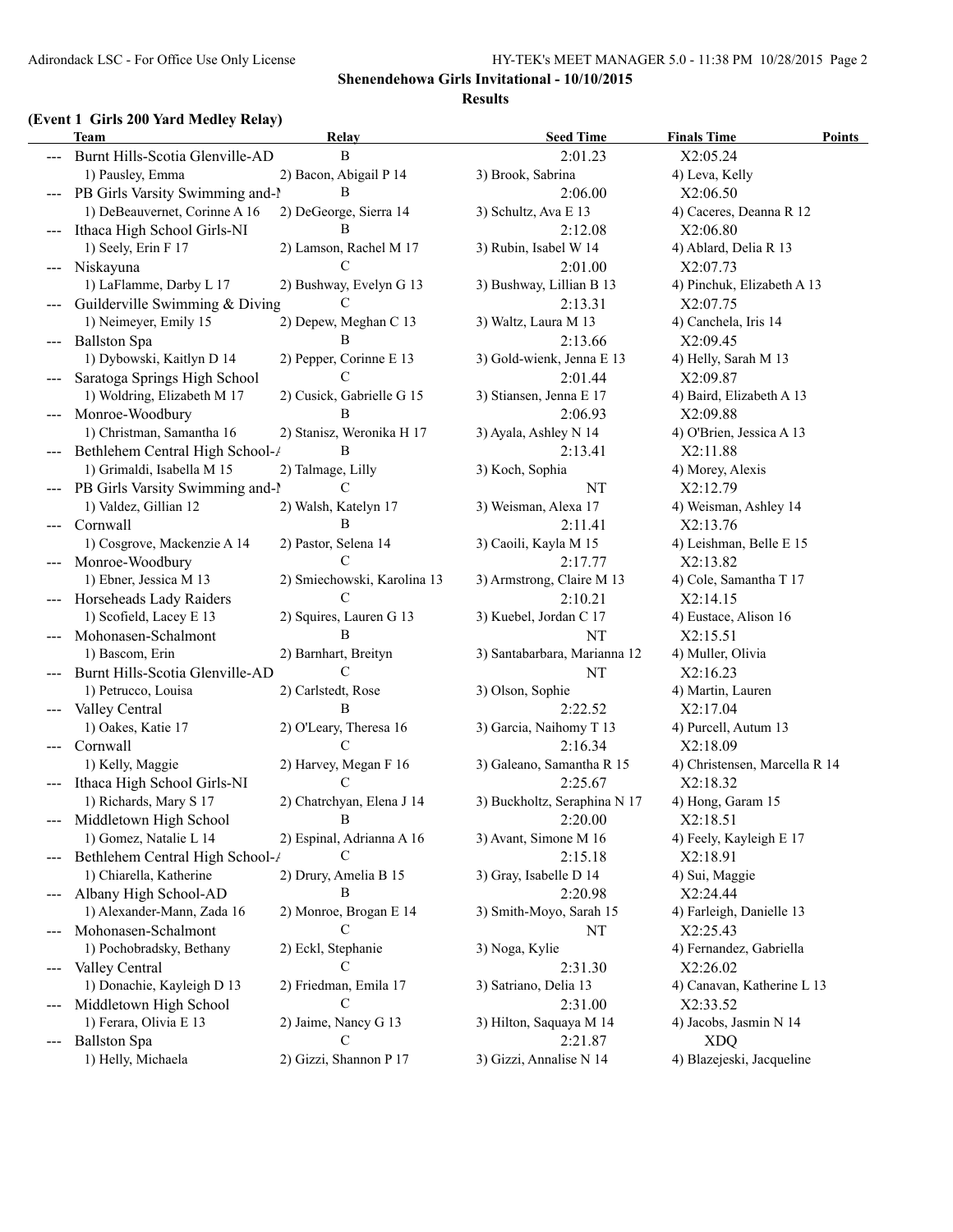**Shenendehowa Girls Invitational - 10/10/2015**

**Results**

### (Event 1 Girls 200 Yard Medley Relay)

| | Team | Relay | Seed Time | Finals Time | Points |
|---|---|---|---|---|---|
| --- | Burnt Hills-Scotia Glenville-AD | B | 2:01.23 | X2:05.24 | |
| | 1) Pausley, Emma | 2) Bacon, Abigail P 14 | 3) Brook, Sabrina | 4) Leva, Kelly | |
| --- | PB Girls Varsity Swimming and-N | B | 2:06.00 | X2:06.50 | |
| | 1) DeBeauvernet, Corinne A 16 | 2) DeGeorge, Sierra 14 | 3) Schultz, Ava E 13 | 4) Caceres, Deanna R 12 | |
| --- | Ithaca High School Girls-NI | B | 2:12.08 | X2:06.80 | |
| | 1) Seely, Erin F 17 | 2) Lamson, Rachel M 17 | 3) Rubin, Isabel W 14 | 4) Ablard, Delia R 13 | |
| --- | Niskayuna | C | 2:01.00 | X2:07.73 | |
| | 1) LaFlamme, Darby L 17 | 2) Bushway, Evelyn G 13 | 3) Bushway, Lillian B 13 | 4) Pinchuk, Elizabeth A 13 | |
| --- | Guilderville Swimming & Diving | C | 2:13.31 | X2:07.75 | |
| | 1) Neimeyer, Emily 15 | 2) Depew, Meghan C 13 | 3) Waltz, Laura M 13 | 4) Canchela, Iris 14 | |
| --- | Ballston Spa | B | 2:13.66 | X2:09.45 | |
| | 1) Dybowski, Kaitlyn D 14 | 2) Pepper, Corinne E 13 | 3) Gold-wienk, Jenna E 13 | 4) Helly, Sarah M 13 | |
| --- | Saratoga Springs High School | C | 2:01.44 | X2:09.87 | |
| | 1) Woldring, Elizabeth M 17 | 2) Cusick, Gabrielle G 15 | 3) Stiansen, Jenna E 17 | 4) Baird, Elizabeth A 13 | |
| --- | Monroe-Woodbury | B | 2:06.93 | X2:09.88 | |
| | 1) Christman, Samantha 16 | 2) Stanisz, Weronika H 17 | 3) Ayala, Ashley N 14 | 4) O'Brien, Jessica A 13 | |
| --- | Bethlehem Central High School-A | B | 2:13.41 | X2:11.88 | |
| | 1) Grimaldi, Isabella M 15 | 2) Talmage, Lilly | 3) Koch, Sophia | 4) Morey, Alexis | |
| --- | PB Girls Varsity Swimming and-N | C | NT | X2:12.79 | |
| | 1) Valdez, Gillian 12 | 2) Walsh, Katelyn 17 | 3) Weisman, Alexa 17 | 4) Weisman, Ashley 14 | |
| --- | Cornwall | B | 2:11.41 | X2:13.76 | |
| | 1) Cosgrove, Mackenzie A 14 | 2) Pastor, Selena 14 | 3) Caoili, Kayla M 15 | 4) Leishman, Belle E 15 | |
| --- | Monroe-Woodbury | C | 2:17.77 | X2:13.82 | |
| | 1) Ebner, Jessica M 13 | 2) Smiechowski, Karolina 13 | 3) Armstrong, Claire M 13 | 4) Cole, Samantha T 17 | |
| --- | Horseheads Lady Raiders | C | 2:10.21 | X2:14.15 | |
| | 1) Scofield, Lacey E 13 | 2) Squires, Lauren G 13 | 3) Kuebel, Jordan C 17 | 4) Eustace, Alison 16 | |
| --- | Mohonasen-Schalmont | B | NT | X2:15.51 | |
| | 1) Bascom, Erin | 2) Barnhart, Breityn | 3) Santabarbara, Marianna 12 | 4) Muller, Olivia | |
| --- | Burnt Hills-Scotia Glenville-AD | C | NT | X2:16.23 | |
| | 1) Petrucco, Louisa | 2) Carlstedt, Rose | 3) Olson, Sophie | 4) Martin, Lauren | |
| --- | Valley Central | B | 2:22.52 | X2:17.04 | |
| | 1) Oakes, Katie 17 | 2) O'Leary, Theresa 16 | 3) Garcia, Naihomy T 13 | 4) Purcell, Autum 13 | |
| --- | Cornwall | C | 2:16.34 | X2:18.09 | |
| | 1) Kelly, Maggie | 2) Harvey, Megan F 16 | 3) Galeano, Samantha R 15 | 4) Christensen, Marcella R 14 | |
| --- | Ithaca High School Girls-NI | C | 2:25.67 | X2:18.32 | |
| | 1) Richards, Mary S 17 | 2) Chatrchyan, Elena J 14 | 3) Buckholtz, Seraphina N 17 | 4) Hong, Garam 15 | |
| --- | Middletown High School | B | 2:20.00 | X2:18.51 | |
| | 1) Gomez, Natalie L 14 | 2) Espinal, Adrianna A 16 | 3) Avant, Simone M 16 | 4) Feely, Kayleigh E 17 | |
| --- | Bethlehem Central High School-A | C | 2:15.18 | X2:18.91 | |
| | 1) Chiarella, Katherine | 2) Drury, Amelia B 15 | 3) Gray, Isabelle D 14 | 4) Sui, Maggie | |
| --- | Albany High School-AD | B | 2:20.98 | X2:24.44 | |
| | 1) Alexander-Mann, Zada 16 | 2) Monroe, Brogan E 14 | 3) Smith-Moyo, Sarah 15 | 4) Farleigh, Danielle 13 | |
| --- | Mohonasen-Schalmont | C | NT | X2:25.43 | |
| | 1) Pochobradsky, Bethany | 2) Eckl, Stephanie | 3) Noga, Kylie | 4) Fernandez, Gabriella | |
| --- | Valley Central | C | 2:31.30 | X2:26.02 | |
| | 1) Donachie, Kayleigh D 13 | 2) Friedman, Emila 17 | 3) Satriano, Delia 13 | 4) Canavan, Katherine L 13 | |
| --- | Middletown High School | C | 2:31.00 | X2:33.52 | |
| | 1) Ferara, Olivia E 13 | 2) Jaime, Nancy G 13 | 3) Hilton, Saquaya M 14 | 4) Jacobs, Jasmin N 14 | |
| --- | Ballston Spa | C | 2:21.87 | XDQ | |
| | 1) Helly, Michaela | 2) Gizzi, Shannon P 17 | 3) Gizzi, Annalise N 14 | 4) Blazejeski, Jacqueline | |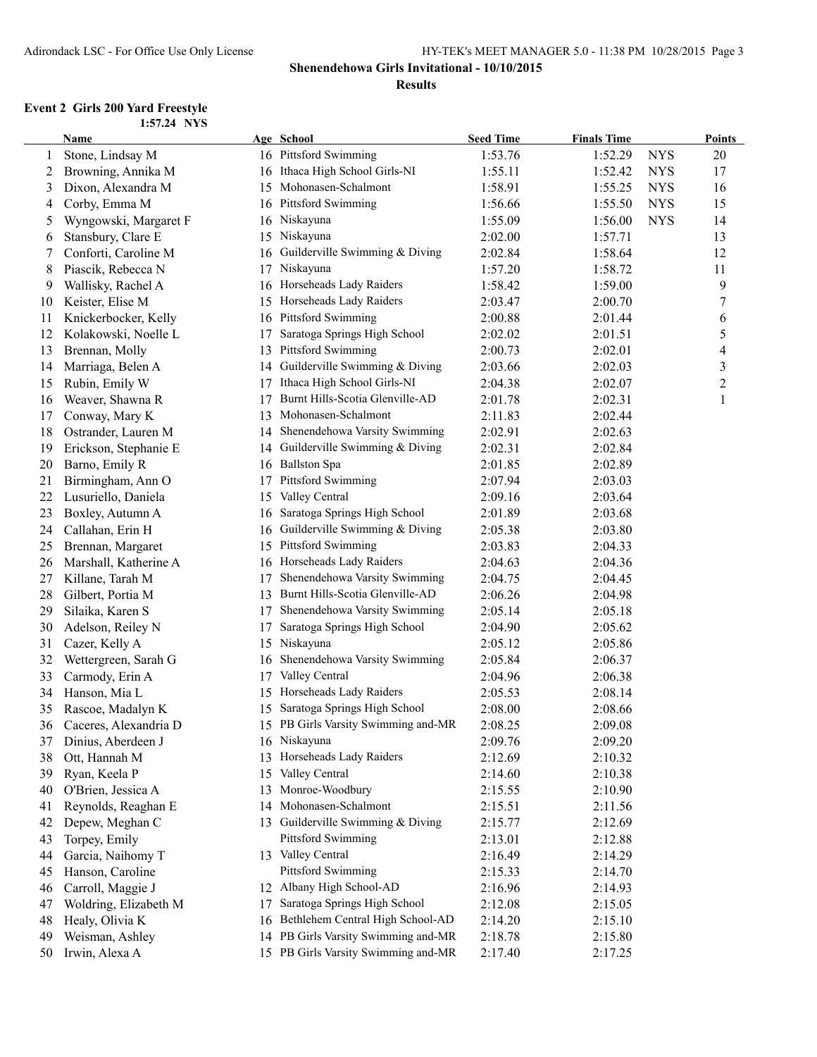**Shenendehowa Girls Invitational - 10/10/2015**

**Results**

### Event 2 Girls 200 Yard Freestyle

1:57.24 NYS

| | Name | Age | School | Seed Time | Finals Time | | Points |
|---|---|---|---|---|---|---|---|
| 1 | Stone, Lindsay M | 16 | Pittsford Swimming | 1:53.76 | 1:52.29 | NYS | 20 |
| 2 | Browning, Annika M | 16 | Ithaca High School Girls-NI | 1:55.11 | 1:52.42 | NYS | 17 |
| 3 | Dixon, Alexandra M | 15 | Mohonasen-Schalmont | 1:58.91 | 1:55.25 | NYS | 16 |
| 4 | Corby, Emma M | 16 | Pittsford Swimming | 1:56.66 | 1:55.50 | NYS | 15 |
| 5 | Wyngowski, Margaret F | 16 | Niskayuna | 1:55.09 | 1:56.00 | NYS | 14 |
| 6 | Stansbury, Clare E | 15 | Niskayuna | 2:02.00 | 1:57.71 | | 13 |
| 7 | Conforti, Caroline M | 16 | Guilderville Swimming & Diving | 2:02.84 | 1:58.64 | | 12 |
| 8 | Piascik, Rebecca N | 17 | Niskayuna | 1:57.20 | 1:58.72 | | 11 |
| 9 | Wallisky, Rachel A | 16 | Horseheads Lady Raiders | 1:58.42 | 1:59.00 | | 9 |
| 10 | Keister, Elise M | 15 | Horseheads Lady Raiders | 2:03.47 | 2:00.70 | | 7 |
| 11 | Knickerbocker, Kelly | 16 | Pittsford Swimming | 2:00.88 | 2:01.44 | | 6 |
| 12 | Kolakowski, Noelle L | 17 | Saratoga Springs High School | 2:02.02 | 2:01.51 | | 5 |
| 13 | Brennan, Molly | 13 | Pittsford Swimming | 2:00.73 | 2:02.01 | | 4 |
| 14 | Marriaga, Belen A | 14 | Guilderville Swimming & Diving | 2:03.66 | 2:02.03 | | 3 |
| 15 | Rubin, Emily W | 17 | Ithaca High School Girls-NI | 2:04.38 | 2:02.07 | | 2 |
| 16 | Weaver, Shawna R | 17 | Burnt Hills-Scotia Glenville-AD | 2:01.78 | 2:02.31 | | 1 |
| 17 | Conway, Mary K | 13 | Mohonasen-Schalmont | 2:11.83 | 2:02.44 | | |
| 18 | Ostrander, Lauren M | 14 | Shenendehowa Varsity Swimming | 2:02.91 | 2:02.63 | | |
| 19 | Erickson, Stephanie E | 14 | Guilderville Swimming & Diving | 2:02.31 | 2:02.84 | | |
| 20 | Barno, Emily R | 16 | Ballston Spa | 2:01.85 | 2:02.89 | | |
| 21 | Birmingham, Ann O | 17 | Pittsford Swimming | 2:07.94 | 2:03.03 | | |
| 22 | Lusuriello, Daniela | 15 | Valley Central | 2:09.16 | 2:03.64 | | |
| 23 | Boxley, Autumn A | 16 | Saratoga Springs High School | 2:01.89 | 2:03.68 | | |
| 24 | Callahan, Erin H | 16 | Guilderville Swimming & Diving | 2:05.38 | 2:03.80 | | |
| 25 | Brennan, Margaret | 15 | Pittsford Swimming | 2:03.83 | 2:04.33 | | |
| 26 | Marshall, Katherine A | 16 | Horseheads Lady Raiders | 2:04.63 | 2:04.36 | | |
| 27 | Killane, Tarah M | 17 | Shenendehowa Varsity Swimming | 2:04.75 | 2:04.45 | | |
| 28 | Gilbert, Portia M | 13 | Burnt Hills-Scotia Glenville-AD | 2:06.26 | 2:04.98 | | |
| 29 | Silaika, Karen S | 17 | Shenendehowa Varsity Swimming | 2:05.14 | 2:05.18 | | |
| 30 | Adelson, Reiley N | 17 | Saratoga Springs High School | 2:04.90 | 2:05.62 | | |
| 31 | Cazer, Kelly A | 15 | Niskayuna | 2:05.12 | 2:05.86 | | |
| 32 | Wettergreen, Sarah G | 16 | Shenendehowa Varsity Swimming | 2:05.84 | 2:06.37 | | |
| 33 | Carmody, Erin A | 17 | Valley Central | 2:04.96 | 2:06.38 | | |
| 34 | Hanson, Mia L | 15 | Horseheads Lady Raiders | 2:05.53 | 2:08.14 | | |
| 35 | Rascoe, Madalyn K | 15 | Saratoga Springs High School | 2:08.00 | 2:08.66 | | |
| 36 | Caceres, Alexandria D | 15 | PB Girls Varsity Swimming and-MR | 2:08.25 | 2:09.08 | | |
| 37 | Dinius, Aberdeen J | 16 | Niskayuna | 2:09.76 | 2:09.20 | | |
| 38 | Ott, Hannah M | 13 | Horseheads Lady Raiders | 2:12.69 | 2:10.32 | | |
| 39 | Ryan, Keela P | 15 | Valley Central | 2:14.60 | 2:10.38 | | |
| 40 | O'Brien, Jessica A | 13 | Monroe-Woodbury | 2:15.55 | 2:10.90 | | |
| 41 | Reynolds, Reaghan E | 14 | Mohonasen-Schalmont | 2:15.51 | 2:11.56 | | |
| 42 | Depew, Meghan C | 13 | Guilderville Swimming & Diving | 2:15.77 | 2:12.69 | | |
| 43 | Torpey, Emily | | Pittsford Swimming | 2:13.01 | 2:12.88 | | |
| 44 | Garcia, Naihomy T | 13 | Valley Central | 2:16.49 | 2:14.29 | | |
| 45 | Hanson, Caroline | | Pittsford Swimming | 2:15.33 | 2:14.70 | | |
| 46 | Carroll, Maggie J | 12 | Albany High School-AD | 2:16.96 | 2:14.93 | | |
| 47 | Woldring, Elizabeth M | 17 | Saratoga Springs High School | 2:12.08 | 2:15.05 | | |
| 48 | Healy, Olivia K | 16 | Bethlehem Central High School-AD | 2:14.20 | 2:15.10 | | |
| 49 | Weisman, Ashley | 14 | PB Girls Varsity Swimming and-MR | 2:18.78 | 2:15.80 | | |
| 50 | Irwin, Alexa A | 15 | PB Girls Varsity Swimming and-MR | 2:17.40 | 2:17.25 | | |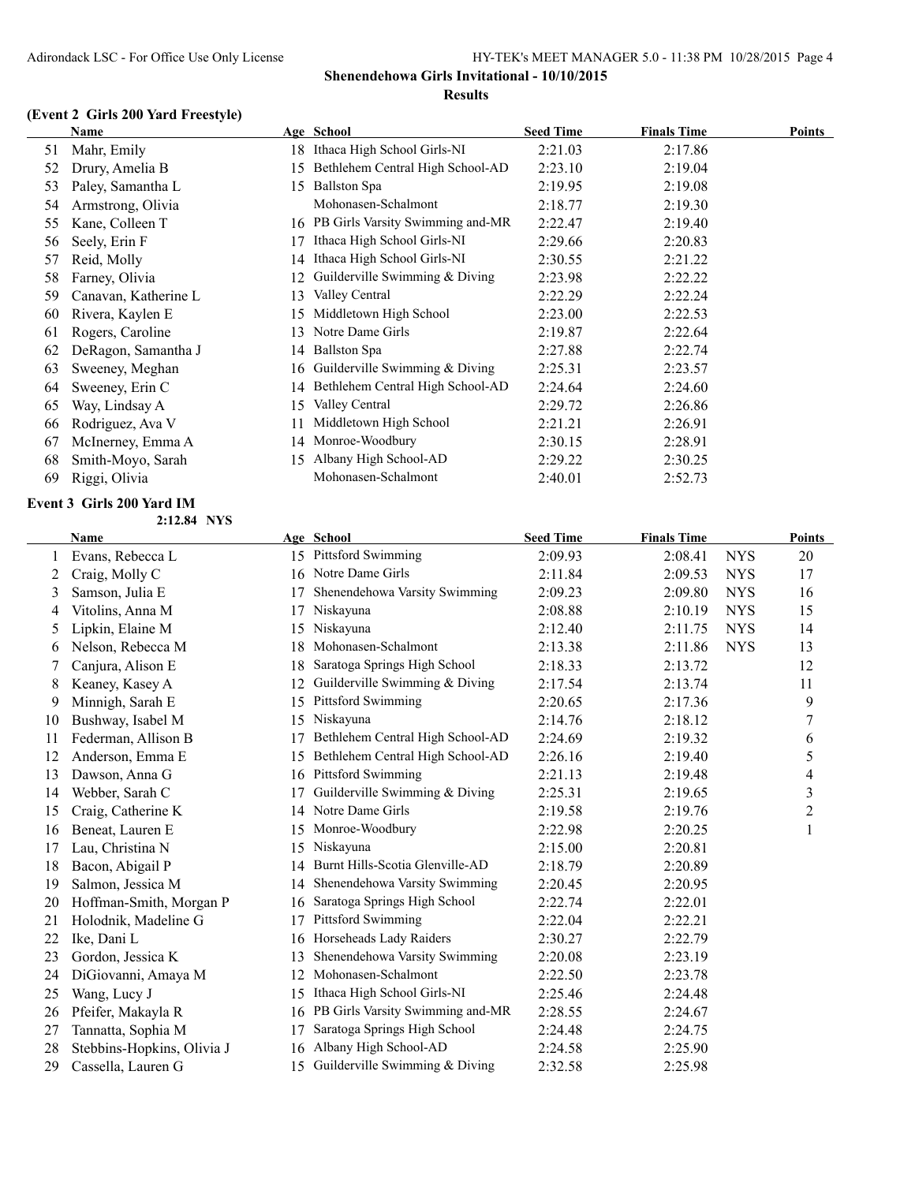**Shenendehowa Girls Invitational - 10/10/2015**

**Results**

### (Event 2 Girls 200 Yard Freestyle)

| | Name | Age | School | Seed Time | Finals Time | | Points |
|---|---|---|---|---|---|---|---|
| 51 | Mahr, Emily | 18 | Ithaca High School Girls-NI | 2:21.03 | 2:17.86 | | |
| 52 | Drury, Amelia B | 15 | Bethlehem Central High School-AD | 2:23.10 | 2:19.04 | | |
| 53 | Paley, Samantha L | 15 | Ballston Spa | 2:19.95 | 2:19.08 | | |
| 54 | Armstrong, Olivia | | Mohonasen-Schalmont | 2:18.77 | 2:19.30 | | |
| 55 | Kane, Colleen T | 16 | PB Girls Varsity Swimming and-MR | 2:22.47 | 2:19.40 | | |
| 56 | Seely, Erin F | 17 | Ithaca High School Girls-NI | 2:29.66 | 2:20.83 | | |
| 57 | Reid, Molly | 14 | Ithaca High School Girls-NI | 2:30.55 | 2:21.22 | | |
| 58 | Farney, Olivia | 12 | Guilderville Swimming & Diving | 2:23.98 | 2:22.22 | | |
| 59 | Canavan, Katherine L | 13 | Valley Central | 2:22.29 | 2:22.24 | | |
| 60 | Rivera, Kaylen E | 15 | Middletown High School | 2:23.00 | 2:22.53 | | |
| 61 | Rogers, Caroline | 13 | Notre Dame Girls | 2:19.87 | 2:22.64 | | |
| 62 | DeRagon, Samantha J | 14 | Ballston Spa | 2:27.88 | 2:22.74 | | |
| 63 | Sweeney, Meghan | 16 | Guilderville Swimming & Diving | 2:25.31 | 2:23.57 | | |
| 64 | Sweeney, Erin C | 14 | Bethlehem Central High School-AD | 2:24.64 | 2:24.60 | | |
| 65 | Way, Lindsay A | 15 | Valley Central | 2:29.72 | 2:26.86 | | |
| 66 | Rodriguez, Ava V | 11 | Middletown High School | 2:21.21 | 2:26.91 | | |
| 67 | McInerney, Emma A | 14 | Monroe-Woodbury | 2:30.15 | 2:28.91 | | |
| 68 | Smith-Moyo, Sarah | 15 | Albany High School-AD | 2:29.22 | 2:30.25 | | |
| 69 | Riggi, Olivia | | Mohonasen-Schalmont | 2:40.01 | 2:52.73 | | |

### Event 3 Girls 200 Yard IM

2:12.84 NYS

| | Name | Age | School | Seed Time | Finals Time | | Points |
|---|---|---|---|---|---|---|---|
| 1 | Evans, Rebecca L | 15 | Pittsford Swimming | 2:09.93 | 2:08.41 | NYS | 20 |
| 2 | Craig, Molly C | 16 | Notre Dame Girls | 2:11.84 | 2:09.53 | NYS | 17 |
| 3 | Samson, Julia E | 17 | Shenendehowa Varsity Swimming | 2:09.23 | 2:09.80 | NYS | 16 |
| 4 | Vitolins, Anna M | 17 | Niskayuna | 2:08.88 | 2:10.19 | NYS | 15 |
| 5 | Lipkin, Elaine M | 15 | Niskayuna | 2:12.40 | 2:11.75 | NYS | 14 |
| 6 | Nelson, Rebecca M | 18 | Mohonasen-Schalmont | 2:13.38 | 2:11.86 | NYS | 13 |
| 7 | Canjura, Alison E | 18 | Saratoga Springs High School | 2:18.33 | 2:13.72 | | 12 |
| 8 | Keaney, Kasey A | 12 | Guilderville Swimming & Diving | 2:17.54 | 2:13.74 | | 11 |
| 9 | Minnigh, Sarah E | 15 | Pittsford Swimming | 2:20.65 | 2:17.36 | | 9 |
| 10 | Bushway, Isabel M | 15 | Niskayuna | 2:14.76 | 2:18.12 | | 7 |
| 11 | Federman, Allison B | 17 | Bethlehem Central High School-AD | 2:24.69 | 2:19.32 | | 6 |
| 12 | Anderson, Emma E | 15 | Bethlehem Central High School-AD | 2:26.16 | 2:19.40 | | 5 |
| 13 | Dawson, Anna G | 16 | Pittsford Swimming | 2:21.13 | 2:19.48 | | 4 |
| 14 | Webber, Sarah C | 17 | Guilderville Swimming & Diving | 2:25.31 | 2:19.65 | | 3 |
| 15 | Craig, Catherine K | 14 | Notre Dame Girls | 2:19.58 | 2:19.76 | | 2 |
| 16 | Beneat, Lauren E | 15 | Monroe-Woodbury | 2:22.98 | 2:20.25 | | 1 |
| 17 | Lau, Christina N | 15 | Niskayuna | 2:15.00 | 2:20.81 | | |
| 18 | Bacon, Abigail P | 14 | Burnt Hills-Scotia Glenville-AD | 2:18.79 | 2:20.89 | | |
| 19 | Salmon, Jessica M | 14 | Shenendehowa Varsity Swimming | 2:20.45 | 2:20.95 | | |
| 20 | Hoffman-Smith, Morgan P | 16 | Saratoga Springs High School | 2:22.74 | 2:22.01 | | |
| 21 | Holodnik, Madeline G | 17 | Pittsford Swimming | 2:22.04 | 2:22.21 | | |
| 22 | Ike, Dani L | 16 | Horseheads Lady Raiders | 2:30.27 | 2:22.79 | | |
| 23 | Gordon, Jessica K | 13 | Shenendehowa Varsity Swimming | 2:20.08 | 2:23.19 | | |
| 24 | DiGiovanni, Amaya M | 12 | Mohonasen-Schalmont | 2:22.50 | 2:23.78 | | |
| 25 | Wang, Lucy J | 15 | Ithaca High School Girls-NI | 2:25.46 | 2:24.48 | | |
| 26 | Pfeifer, Makayla R | 16 | PB Girls Varsity Swimming and-MR | 2:28.55 | 2:24.67 | | |
| 27 | Tannatta, Sophia M | 17 | Saratoga Springs High School | 2:24.48 | 2:24.75 | | |
| 28 | Stebbins-Hopkins, Olivia J | 16 | Albany High School-AD | 2:24.58 | 2:25.90 | | |
| 29 | Cassella, Lauren G | 15 | Guilderville Swimming & Diving | 2:32.58 | 2:25.98 | | |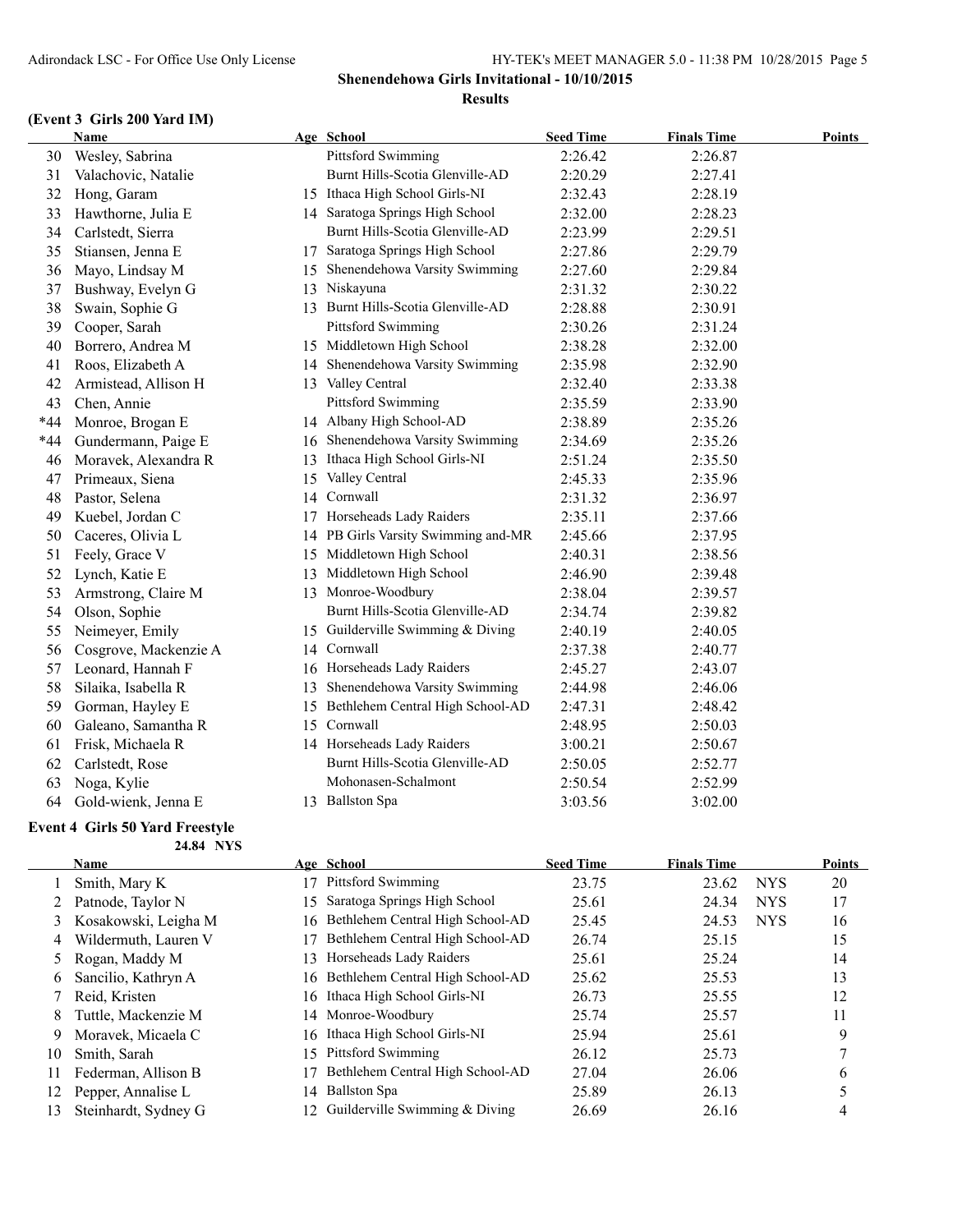**Shenendehowa Girls Invitational - 10/10/2015**

**Results**

### (Event 3 Girls 200 Yard IM)

| | Name | Age | School | Seed Time | Finals Time | Points |
|---|---|---|---|---|---|---|
| 30 | Wesley, Sabrina | | Pittsford Swimming | 2:26.42 | 2:26.87 | |
| 31 | Valachovic, Natalie | | Burnt Hills-Scotia Glenville-AD | 2:20.29 | 2:27.41 | |
| 32 | Hong, Garam | 15 | Ithaca High School Girls-NI | 2:32.43 | 2:28.19 | |
| 33 | Hawthorne, Julia E | 14 | Saratoga Springs High School | 2:32.00 | 2:28.23 | |
| 34 | Carlstedt, Sierra | | Burnt Hills-Scotia Glenville-AD | 2:23.99 | 2:29.51 | |
| 35 | Stiansen, Jenna E | 17 | Saratoga Springs High School | 2:27.86 | 2:29.79 | |
| 36 | Mayo, Lindsay M | 15 | Shenendehowa Varsity Swimming | 2:27.60 | 2:29.84 | |
| 37 | Bushway, Evelyn G | 13 | Niskayuna | 2:31.32 | 2:30.22 | |
| 38 | Swain, Sophie G | 13 | Burnt Hills-Scotia Glenville-AD | 2:28.88 | 2:30.91 | |
| 39 | Cooper, Sarah | | Pittsford Swimming | 2:30.26 | 2:31.24 | |
| 40 | Borrero, Andrea M | 15 | Middletown High School | 2:38.28 | 2:32.00 | |
| 41 | Roos, Elizabeth A | 14 | Shenendehowa Varsity Swimming | 2:35.98 | 2:32.90 | |
| 42 | Armistead, Allison H | 13 | Valley Central | 2:32.40 | 2:33.38 | |
| 43 | Chen, Annie | | Pittsford Swimming | 2:35.59 | 2:33.90 | |
| *44 | Monroe, Brogan E | 14 | Albany High School-AD | 2:38.89 | 2:35.26 | |
| *44 | Gundermann, Paige E | 16 | Shenendehowa Varsity Swimming | 2:34.69 | 2:35.26 | |
| 46 | Moravek, Alexandra R | 13 | Ithaca High School Girls-NI | 2:51.24 | 2:35.50 | |
| 47 | Primeaux, Siena | 15 | Valley Central | 2:45.33 | 2:35.96 | |
| 48 | Pastor, Selena | 14 | Cornwall | 2:31.32 | 2:36.97 | |
| 49 | Kuebel, Jordan C | 17 | Horseheads Lady Raiders | 2:35.11 | 2:37.66 | |
| 50 | Caceres, Olivia L | 14 | PB Girls Varsity Swimming and-MR | 2:45.66 | 2:37.95 | |
| 51 | Feely, Grace V | 15 | Middletown High School | 2:40.31 | 2:38.56 | |
| 52 | Lynch, Katie E | 13 | Middletown High School | 2:46.90 | 2:39.48 | |
| 53 | Armstrong, Claire M | 13 | Monroe-Woodbury | 2:38.04 | 2:39.57 | |
| 54 | Olson, Sophie | | Burnt Hills-Scotia Glenville-AD | 2:34.74 | 2:39.82 | |
| 55 | Neimeyer, Emily | 15 | Guilderville Swimming & Diving | 2:40.19 | 2:40.05 | |
| 56 | Cosgrove, Mackenzie A | 14 | Cornwall | 2:37.38 | 2:40.77 | |
| 57 | Leonard, Hannah F | 16 | Horseheads Lady Raiders | 2:45.27 | 2:43.07 | |
| 58 | Silaika, Isabella R | 13 | Shenendehowa Varsity Swimming | 2:44.98 | 2:46.06 | |
| 59 | Gorman, Hayley E | 15 | Bethlehem Central High School-AD | 2:47.31 | 2:48.42 | |
| 60 | Galeano, Samantha R | 15 | Cornwall | 2:48.95 | 2:50.03 | |
| 61 | Frisk, Michaela R | 14 | Horseheads Lady Raiders | 3:00.21 | 2:50.67 | |
| 62 | Carlstedt, Rose | | Burnt Hills-Scotia Glenville-AD | 2:50.05 | 2:52.77 | |
| 63 | Noga, Kylie | | Mohonasen-Schalmont | 2:50.54 | 2:52.99 | |
| 64 | Gold-wienk, Jenna E | 13 | Ballston Spa | 3:03.56 | 3:02.00 | |

### Event 4 Girls 50 Yard Freestyle

24.84 NYS

| | Name | Age | School | Seed Time | Finals Time | | Points |
|---|---|---|---|---|---|---|---|
| 1 | Smith, Mary K | 17 | Pittsford Swimming | 23.75 | 23.62 | NYS | 20 |
| 2 | Patnode, Taylor N | 15 | Saratoga Springs High School | 25.61 | 24.34 | NYS | 17 |
| 3 | Kosakowski, Leigha M | 16 | Bethlehem Central High School-AD | 25.45 | 24.53 | NYS | 16 |
| 4 | Wildermuth, Lauren V | 17 | Bethlehem Central High School-AD | 26.74 | 25.15 | | 15 |
| 5 | Rogan, Maddy M | 13 | Horseheads Lady Raiders | 25.61 | 25.24 | | 14 |
| 6 | Sancilio, Kathryn A | 16 | Bethlehem Central High School-AD | 25.62 | 25.53 | | 13 |
| 7 | Reid, Kristen | 16 | Ithaca High School Girls-NI | 26.73 | 25.55 | | 12 |
| 8 | Tuttle, Mackenzie M | 14 | Monroe-Woodbury | 25.74 | 25.57 | | 11 |
| 9 | Moravek, Micaela C | 16 | Ithaca High School Girls-NI | 25.94 | 25.61 | | 9 |
| 10 | Smith, Sarah | 15 | Pittsford Swimming | 26.12 | 25.73 | | 7 |
| 11 | Federman, Allison B | 17 | Bethlehem Central High School-AD | 27.04 | 26.06 | | 6 |
| 12 | Pepper, Annalise L | 14 | Ballston Spa | 25.89 | 26.13 | | 5 |
| 13 | Steinhardt, Sydney G | 12 | Guilderville Swimming & Diving | 26.69 | 26.16 | | 4 |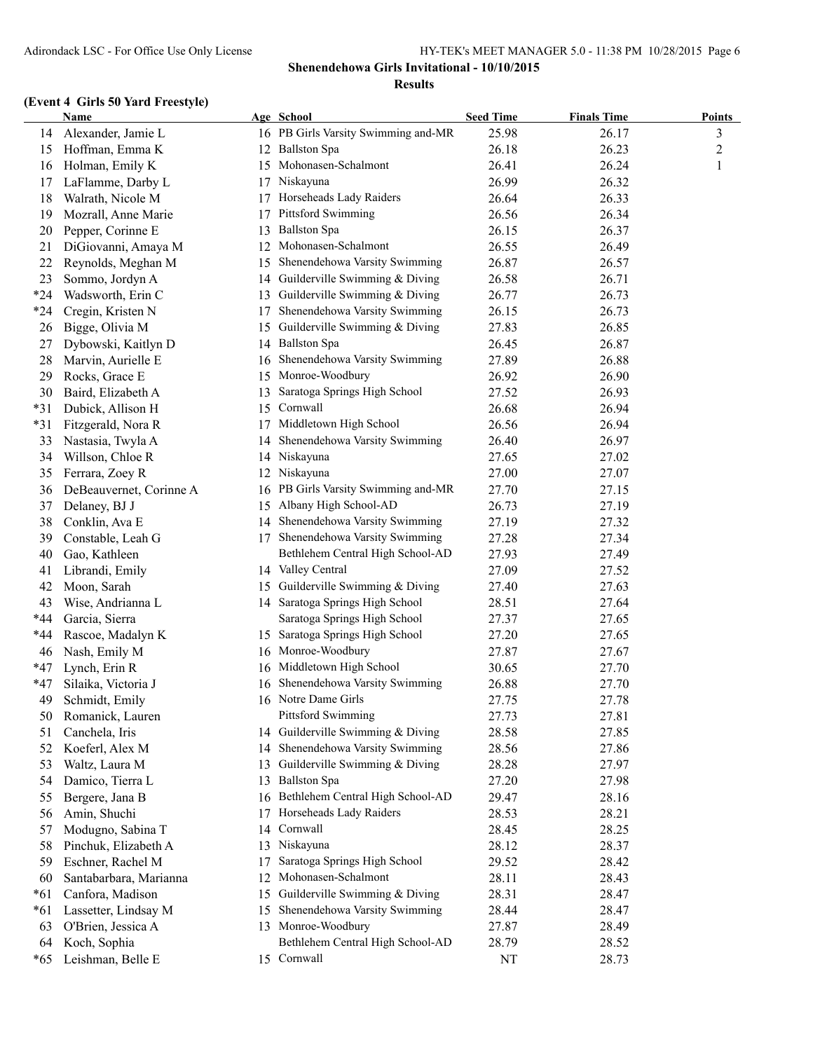**Shenendehowa Girls Invitational - 10/10/2015**

**Results**

### (Event 4 Girls 50 Yard Freestyle)

| | Name | Age | School | Seed Time | Finals Time | Points |
|---|---|---|---|---|---|---|
| 14 | Alexander, Jamie L | 16 | PB Girls Varsity Swimming and-MR | 25.98 | 26.17 | 3 |
| 15 | Hoffman, Emma K | 12 | Ballston Spa | 26.18 | 26.23 | 2 |
| 16 | Holman, Emily K | 15 | Mohonasen-Schalmont | 26.41 | 26.24 | 1 |
| 17 | LaFlamme, Darby L | 17 | Niskayuna | 26.99 | 26.32 | |
| 18 | Walrath, Nicole M | 17 | Horseheads Lady Raiders | 26.64 | 26.33 | |
| 19 | Mozrall, Anne Marie | 17 | Pittsford Swimming | 26.56 | 26.34 | |
| 20 | Pepper, Corinne E | 13 | Ballston Spa | 26.15 | 26.37 | |
| 21 | DiGiovanni, Amaya M | 12 | Mohonasen-Schalmont | 26.55 | 26.49 | |
| 22 | Reynolds, Meghan M | 15 | Shenendehowa Varsity Swimming | 26.87 | 26.57 | |
| 23 | Sommo, Jordyn A | 14 | Guilderville Swimming & Diving | 26.58 | 26.71 | |
| *24 | Wadsworth, Erin C | 13 | Guilderville Swimming & Diving | 26.77 | 26.73 | |
| *24 | Cregin, Kristen N | 17 | Shenendehowa Varsity Swimming | 26.15 | 26.73 | |
| 26 | Bigge, Olivia M | 15 | Guilderville Swimming & Diving | 27.83 | 26.85 | |
| 27 | Dybowski, Kaitlyn D | 14 | Ballston Spa | 26.45 | 26.87 | |
| 28 | Marvin, Aurielle E | 16 | Shenendehowa Varsity Swimming | 27.89 | 26.88 | |
| 29 | Rocks, Grace E | 15 | Monroe-Woodbury | 26.92 | 26.90 | |
| 30 | Baird, Elizabeth A | 13 | Saratoga Springs High School | 27.52 | 26.93 | |
| *31 | Dubick, Allison H | 15 | Cornwall | 26.68 | 26.94 | |
| *31 | Fitzgerald, Nora R | 17 | Middletown High School | 26.56 | 26.94 | |
| 33 | Nastasia, Twyla A | 14 | Shenendehowa Varsity Swimming | 26.40 | 26.97 | |
| 34 | Willson, Chloe R | 14 | Niskayuna | 27.65 | 27.02 | |
| 35 | Ferrara, Zoey R | 12 | Niskayuna | 27.00 | 27.07 | |
| 36 | DeBeauvernet, Corinne A | 16 | PB Girls Varsity Swimming and-MR | 27.70 | 27.15 | |
| 37 | Delaney, BJ J | 15 | Albany High School-AD | 26.73 | 27.19 | |
| 38 | Conklin, Ava E | 14 | Shenendehowa Varsity Swimming | 27.19 | 27.32 | |
| 39 | Constable, Leah G | 17 | Shenendehowa Varsity Swimming | 27.28 | 27.34 | |
| 40 | Gao, Kathleen | | Bethlehem Central High School-AD | 27.93 | 27.49 | |
| 41 | Librandi, Emily | 14 | Valley Central | 27.09 | 27.52 | |
| 42 | Moon, Sarah | 15 | Guilderville Swimming & Diving | 27.40 | 27.63 | |
| 43 | Wise, Andrianna L | 14 | Saratoga Springs High School | 28.51 | 27.64 | |
| *44 | Garcia, Sierra | | Saratoga Springs High School | 27.37 | 27.65 | |
| *44 | Rascoe, Madalyn K | 15 | Saratoga Springs High School | 27.20 | 27.65 | |
| 46 | Nash, Emily M | 16 | Monroe-Woodbury | 27.87 | 27.67 | |
| *47 | Lynch, Erin R | 16 | Middletown High School | 30.65 | 27.70 | |
| *47 | Silaika, Victoria J | 16 | Shenendehowa Varsity Swimming | 26.88 | 27.70 | |
| 49 | Schmidt, Emily | 16 | Notre Dame Girls | 27.75 | 27.78 | |
| 50 | Romanick, Lauren | | Pittsford Swimming | 27.73 | 27.81 | |
| 51 | Canchela, Iris | 14 | Guilderville Swimming & Diving | 28.58 | 27.85 | |
| 52 | Koeferl, Alex M | 14 | Shenendehowa Varsity Swimming | 28.56 | 27.86 | |
| 53 | Waltz, Laura M | 13 | Guilderville Swimming & Diving | 28.28 | 27.97 | |
| 54 | Damico, Tierra L | 13 | Ballston Spa | 27.20 | 27.98 | |
| 55 | Bergere, Jana B | 16 | Bethlehem Central High School-AD | 29.47 | 28.16 | |
| 56 | Amin, Shuchi | 17 | Horseheads Lady Raiders | 28.53 | 28.21 | |
| 57 | Modugno, Sabina T | 14 | Cornwall | 28.45 | 28.25 | |
| 58 | Pinchuk, Elizabeth A | 13 | Niskayuna | 28.12 | 28.37 | |
| 59 | Eschner, Rachel M | 17 | Saratoga Springs High School | 29.52 | 28.42 | |
| 60 | Santabarbara, Marianna | 12 | Mohonasen-Schalmont | 28.11 | 28.43 | |
| *61 | Canfora, Madison | 15 | Guilderville Swimming & Diving | 28.31 | 28.47 | |
| *61 | Lassetter, Lindsay M | 15 | Shenendehowa Varsity Swimming | 28.44 | 28.47 | |
| 63 | O'Brien, Jessica A | 13 | Monroe-Woodbury | 27.87 | 28.49 | |
| 64 | Koch, Sophia | | Bethlehem Central High School-AD | 28.79 | 28.52 | |
| *65 | Leishman, Belle E | 15 | Cornwall | NT | 28.73 | |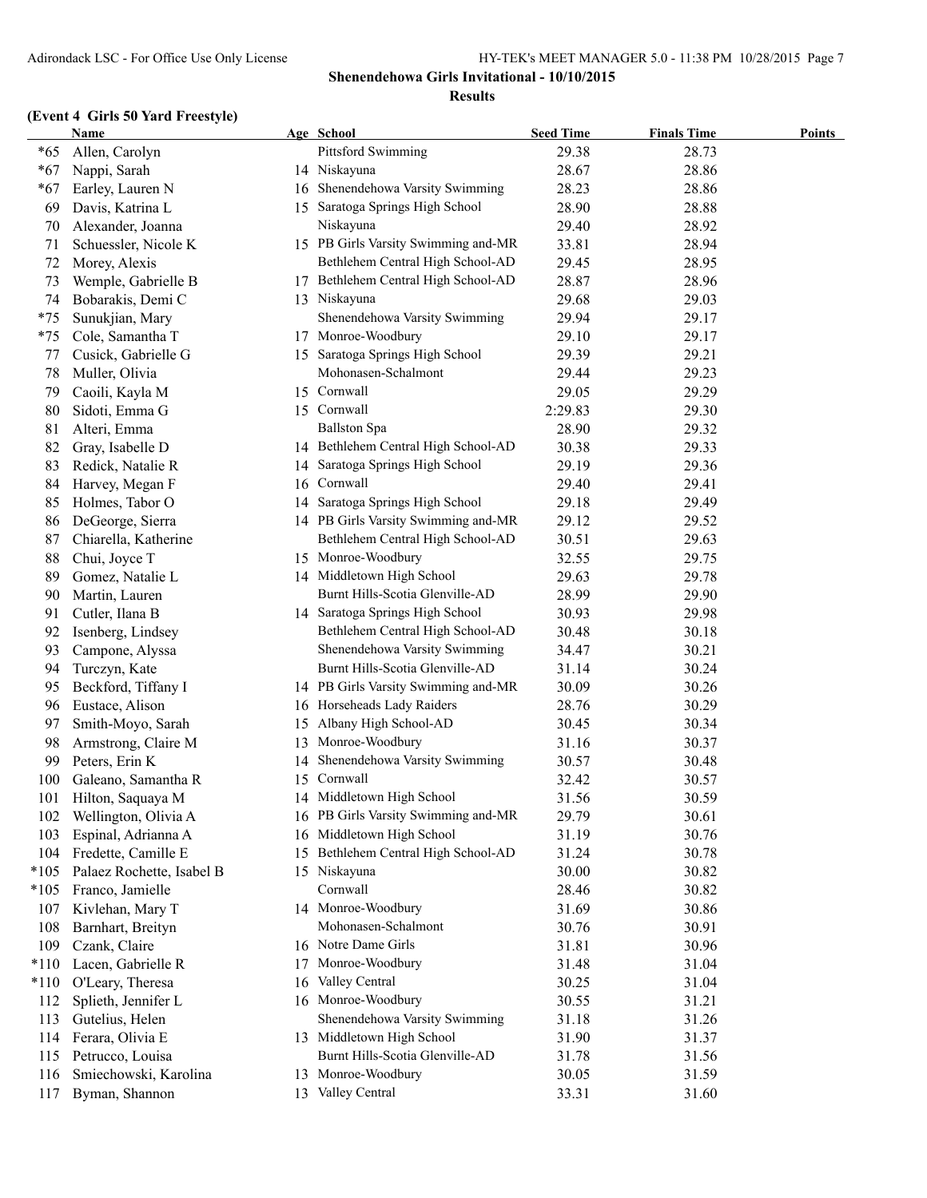**Shenendehowa Girls Invitational - 10/10/2015**

**Results**

### (Event 4 Girls 50 Yard Freestyle)

| | Name | Age | School | Seed Time | Finals Time | Points |
|---|---|---|---|---|---|---|
| *65 | Allen, Carolyn | | Pittsford Swimming | 29.38 | 28.73 | |
| *67 | Nappi, Sarah | 14 | Niskayuna | 28.67 | 28.86 | |
| *67 | Earley, Lauren N | 16 | Shenendehowa Varsity Swimming | 28.23 | 28.86 | |
| 69 | Davis, Katrina L | 15 | Saratoga Springs High School | 28.90 | 28.88 | |
| 70 | Alexander, Joanna | | Niskayuna | 29.40 | 28.92 | |
| 71 | Schuessler, Nicole K | 15 | PB Girls Varsity Swimming and-MR | 33.81 | 28.94 | |
| 72 | Morey, Alexis | | Bethlehem Central High School-AD | 29.45 | 28.95 | |
| 73 | Wemple, Gabrielle B | 17 | Bethlehem Central High School-AD | 28.87 | 28.96 | |
| 74 | Bobarakis, Demi C | 13 | Niskayuna | 29.68 | 29.03 | |
| *75 | Sunukjian, Mary | | Shenendehowa Varsity Swimming | 29.94 | 29.17 | |
| *75 | Cole, Samantha T | 17 | Monroe-Woodbury | 29.10 | 29.17 | |
| 77 | Cusick, Gabrielle G | 15 | Saratoga Springs High School | 29.39 | 29.21 | |
| 78 | Muller, Olivia | | Mohonasen-Schalmont | 29.44 | 29.23 | |
| 79 | Caoili, Kayla M | 15 | Cornwall | 29.05 | 29.29 | |
| 80 | Sidoti, Emma G | 15 | Cornwall | 2:29.83 | 29.30 | |
| 81 | Alteri, Emma | | Ballston Spa | 28.90 | 29.32 | |
| 82 | Gray, Isabelle D | 14 | Bethlehem Central High School-AD | 30.38 | 29.33 | |
| 83 | Redick, Natalie R | 14 | Saratoga Springs High School | 29.19 | 29.36 | |
| 84 | Harvey, Megan F | 16 | Cornwall | 29.40 | 29.41 | |
| 85 | Holmes, Tabor O | 14 | Saratoga Springs High School | 29.18 | 29.49 | |
| 86 | DeGeorge, Sierra | 14 | PB Girls Varsity Swimming and-MR | 29.12 | 29.52 | |
| 87 | Chiarella, Katherine | | Bethlehem Central High School-AD | 30.51 | 29.63 | |
| 88 | Chui, Joyce T | 15 | Monroe-Woodbury | 32.55 | 29.75 | |
| 89 | Gomez, Natalie L | 14 | Middletown High School | 29.63 | 29.78 | |
| 90 | Martin, Lauren | | Burnt Hills-Scotia Glenville-AD | 28.99 | 29.90 | |
| 91 | Cutler, Ilana B | 14 | Saratoga Springs High School | 30.93 | 29.98 | |
| 92 | Isenberg, Lindsey | | Bethlehem Central High School-AD | 30.48 | 30.18 | |
| 93 | Campone, Alyssa | | Shenendehowa Varsity Swimming | 34.47 | 30.21 | |
| 94 | Turczyn, Kate | | Burnt Hills-Scotia Glenville-AD | 31.14 | 30.24 | |
| 95 | Beckford, Tiffany I | 14 | PB Girls Varsity Swimming and-MR | 30.09 | 30.26 | |
| 96 | Eustace, Alison | 16 | Horseheads Lady Raiders | 28.76 | 30.29 | |
| 97 | Smith-Moyo, Sarah | 15 | Albany High School-AD | 30.45 | 30.34 | |
| 98 | Armstrong, Claire M | 13 | Monroe-Woodbury | 31.16 | 30.37 | |
| 99 | Peters, Erin K | 14 | Shenendehowa Varsity Swimming | 30.57 | 30.48 | |
| 100 | Galeano, Samantha R | 15 | Cornwall | 32.42 | 30.57 | |
| 101 | Hilton, Saquaya M | 14 | Middletown High School | 31.56 | 30.59 | |
| 102 | Wellington, Olivia A | 16 | PB Girls Varsity Swimming and-MR | 29.79 | 30.61 | |
| 103 | Espinal, Adrianna A | 16 | Middletown High School | 31.19 | 30.76 | |
| 104 | Fredette, Camille E | 15 | Bethlehem Central High School-AD | 31.24 | 30.78 | |
| *105 | Palaez Rochette, Isabel B | 15 | Niskayuna | 30.00 | 30.82 | |
| *105 | Franco, Jamielle | | Cornwall | 28.46 | 30.82 | |
| 107 | Kivlehan, Mary T | 14 | Monroe-Woodbury | 31.69 | 30.86 | |
| 108 | Barnhart, Breityn | | Mohonasen-Schalmont | 30.76 | 30.91 | |
| 109 | Czank, Claire | 16 | Notre Dame Girls | 31.81 | 30.96 | |
| *110 | Lacen, Gabrielle R | 17 | Monroe-Woodbury | 31.48 | 31.04 | |
| *110 | O'Leary, Theresa | 16 | Valley Central | 30.25 | 31.04 | |
| 112 | Splieth, Jennifer L | 16 | Monroe-Woodbury | 30.55 | 31.21 | |
| 113 | Gutelius, Helen | | Shenendehowa Varsity Swimming | 31.18 | 31.26 | |
| 114 | Ferara, Olivia E | 13 | Middletown High School | 31.90 | 31.37 | |
| 115 | Petrucco, Louisa | | Burnt Hills-Scotia Glenville-AD | 31.78 | 31.56 | |
| 116 | Smiechowski, Karolina | 13 | Monroe-Woodbury | 30.05 | 31.59 | |
| 117 | Byman, Shannon | 13 | Valley Central | 33.31 | 31.60 | |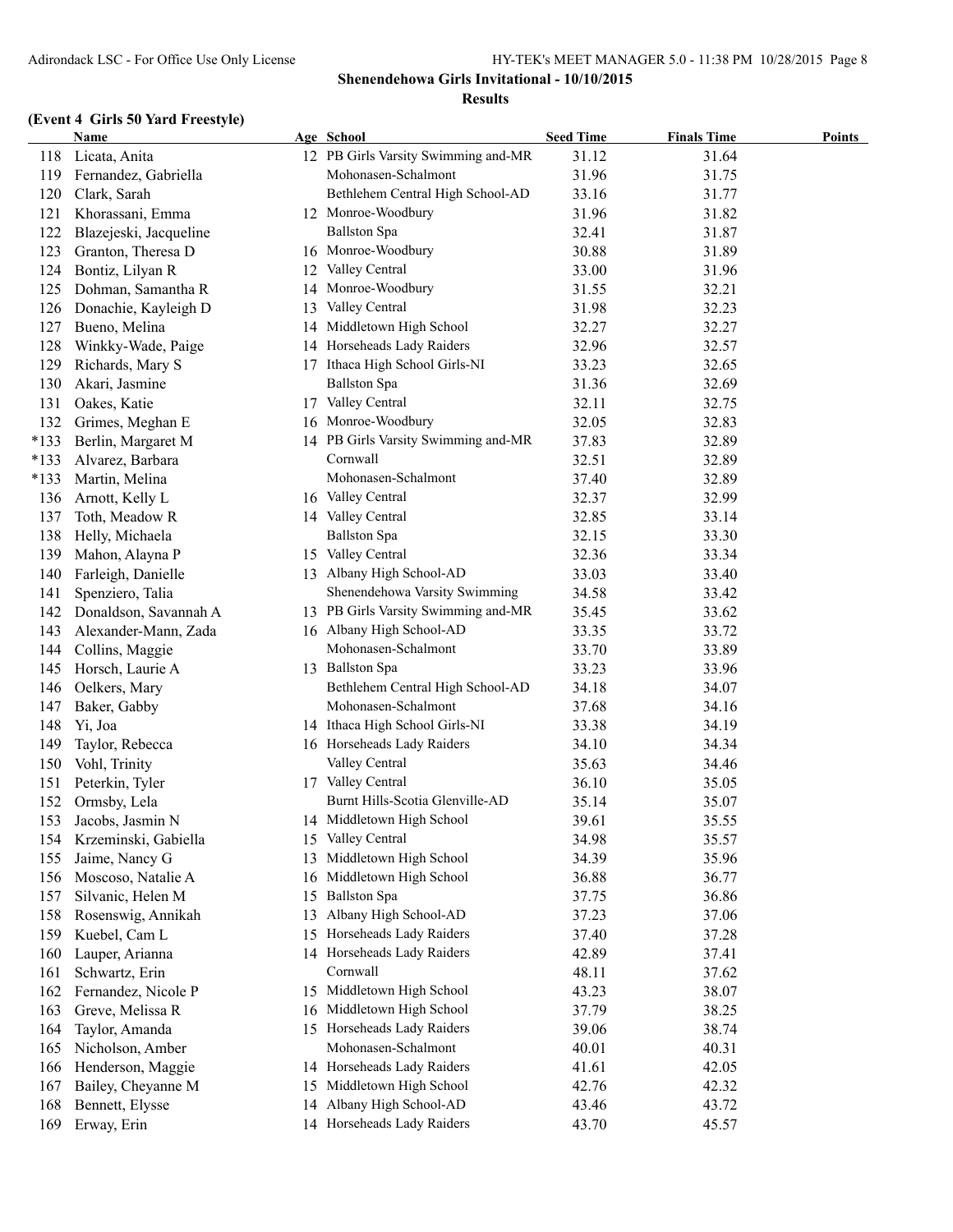**Shenendehowa Girls Invitational - 10/10/2015**

**Results**

### (Event 4 Girls 50 Yard Freestyle)

| | Name | Age | School | Seed Time | Finals Time | Points |
|---|---|---|---|---|---|---|
| 118 | Licata, Anita | 12 | PB Girls Varsity Swimming and-MR | 31.12 | 31.64 | |
| 119 | Fernandez, Gabriella | | Mohonasen-Schalmont | 31.96 | 31.75 | |
| 120 | Clark, Sarah | | Bethlehem Central High School-AD | 33.16 | 31.77 | |
| 121 | Khorassani, Emma | 12 | Monroe-Woodbury | 31.96 | 31.82 | |
| 122 | Blazejeski, Jacqueline | | Ballston Spa | 32.41 | 31.87 | |
| 123 | Granton, Theresa D | 16 | Monroe-Woodbury | 30.88 | 31.89 | |
| 124 | Bontiz, Lilyan R | 12 | Valley Central | 33.00 | 31.96 | |
| 125 | Dohman, Samantha R | 14 | Monroe-Woodbury | 31.55 | 32.21 | |
| 126 | Donachie, Kayleigh D | 13 | Valley Central | 31.98 | 32.23 | |
| 127 | Bueno, Melina | 14 | Middletown High School | 32.27 | 32.27 | |
| 128 | Winkky-Wade, Paige | 14 | Horseheads Lady Raiders | 32.96 | 32.57 | |
| 129 | Richards, Mary S | 17 | Ithaca High School Girls-NI | 33.23 | 32.65 | |
| 130 | Akari, Jasmine | | Ballston Spa | 31.36 | 32.69 | |
| 131 | Oakes, Katie | 17 | Valley Central | 32.11 | 32.75 | |
| 132 | Grimes, Meghan E | 16 | Monroe-Woodbury | 32.05 | 32.83 | |
| *133 | Berlin, Margaret M | 14 | PB Girls Varsity Swimming and-MR | 37.83 | 32.89 | |
| *133 | Alvarez, Barbara | | Cornwall | 32.51 | 32.89 | |
| *133 | Martin, Melina | | Mohonasen-Schalmont | 37.40 | 32.89 | |
| 136 | Arnott, Kelly L | 16 | Valley Central | 32.37 | 32.99 | |
| 137 | Toth, Meadow R | 14 | Valley Central | 32.85 | 33.14 | |
| 138 | Helly, Michaela | | Ballston Spa | 32.15 | 33.30 | |
| 139 | Mahon, Alayna P | 15 | Valley Central | 32.36 | 33.34 | |
| 140 | Farleigh, Danielle | 13 | Albany High School-AD | 33.03 | 33.40 | |
| 141 | Spenziero, Talia | | Shenendehowa Varsity Swimming | 34.58 | 33.42 | |
| 142 | Donaldson, Savannah A | 13 | PB Girls Varsity Swimming and-MR | 35.45 | 33.62 | |
| 143 | Alexander-Mann, Zada | 16 | Albany High School-AD | 33.35 | 33.72 | |
| 144 | Collins, Maggie | | Mohonasen-Schalmont | 33.70 | 33.89 | |
| 145 | Horsch, Laurie A | 13 | Ballston Spa | 33.23 | 33.96 | |
| 146 | Oelkers, Mary | | Bethlehem Central High School-AD | 34.18 | 34.07 | |
| 147 | Baker, Gabby | | Mohonasen-Schalmont | 37.68 | 34.16 | |
| 148 | Yi, Joa | 14 | Ithaca High School Girls-NI | 33.38 | 34.19 | |
| 149 | Taylor, Rebecca | 16 | Horseheads Lady Raiders | 34.10 | 34.34 | |
| 150 | Vohl, Trinity | | Valley Central | 35.63 | 34.46 | |
| 151 | Peterkin, Tyler | 17 | Valley Central | 36.10 | 35.05 | |
| 152 | Ormsby, Lela | | Burnt Hills-Scotia Glenville-AD | 35.14 | 35.07 | |
| 153 | Jacobs, Jasmin N | 14 | Middletown High School | 39.61 | 35.55 | |
| 154 | Krzeminski, Gabiella | 15 | Valley Central | 34.98 | 35.57 | |
| 155 | Jaime, Nancy G | 13 | Middletown High School | 34.39 | 35.96 | |
| 156 | Moscoso, Natalie A | 16 | Middletown High School | 36.88 | 36.77 | |
| 157 | Silvanic, Helen M | 15 | Ballston Spa | 37.75 | 36.86 | |
| 158 | Rosenswig, Annikah | 13 | Albany High School-AD | 37.23 | 37.06 | |
| 159 | Kuebel, Cam L | 15 | Horseheads Lady Raiders | 37.40 | 37.28 | |
| 160 | Lauper, Arianna | 14 | Horseheads Lady Raiders | 42.89 | 37.41 | |
| 161 | Schwartz, Erin | | Cornwall | 48.11 | 37.62 | |
| 162 | Fernandez, Nicole P | 15 | Middletown High School | 43.23 | 38.07 | |
| 163 | Greve, Melissa R | 16 | Middletown High School | 37.79 | 38.25 | |
| 164 | Taylor, Amanda | 15 | Horseheads Lady Raiders | 39.06 | 38.74 | |
| 165 | Nicholson, Amber | | Mohonasen-Schalmont | 40.01 | 40.31 | |
| 166 | Henderson, Maggie | 14 | Horseheads Lady Raiders | 41.61 | 42.05 | |
| 167 | Bailey, Cheyanne M | 15 | Middletown High School | 42.76 | 42.32 | |
| 168 | Bennett, Elysse | 14 | Albany High School-AD | 43.46 | 43.72 | |
| 169 | Erway, Erin | 14 | Horseheads Lady Raiders | 43.70 | 45.57 | |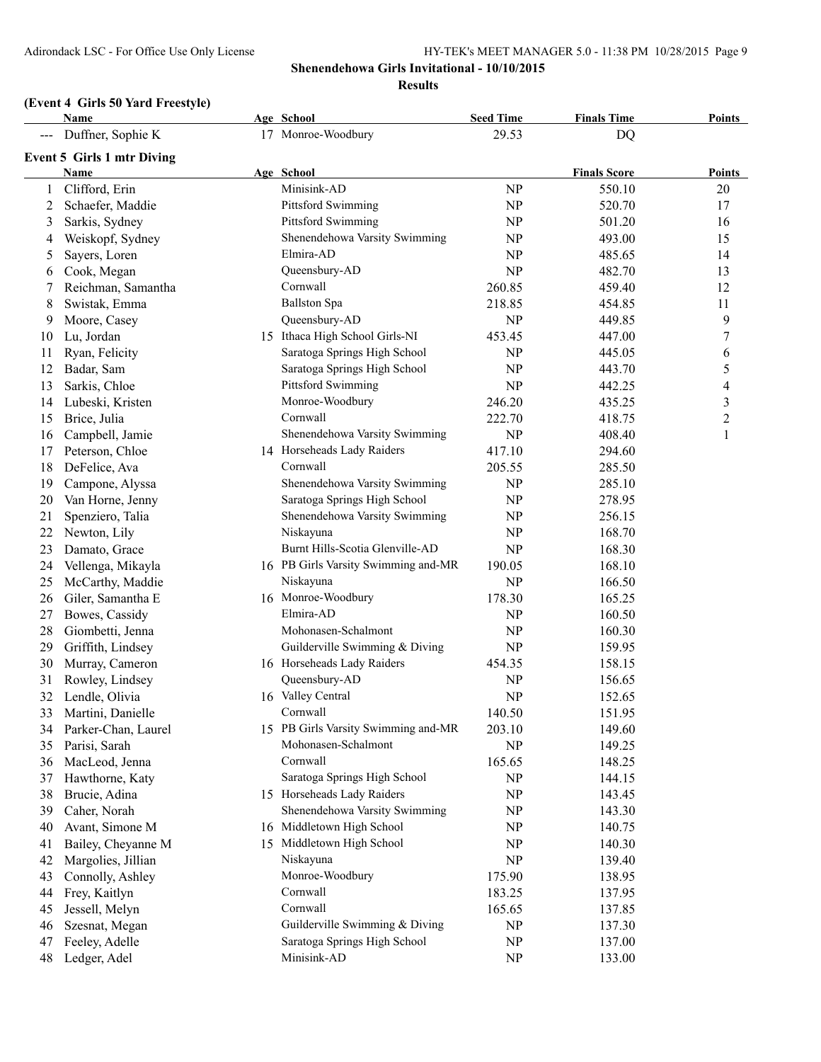## Shenendehowa Girls Invitational - 10/10/2015

### Results

**(Event 4 Girls 50 Yard Freestyle)**

| | Name | Age | School | Seed Time | Finals Time | Points |
|---|---|---|---|---|---|---|
| --- | Duffner, Sophie K | 17 | Monroe-Woodbury | 29.53 | DQ | |

**Event 5 Girls 1 mtr Diving**

| | Name | Age | School | | Finals Score | Points |
|---|---|---|---|---|---|---|
| 1 | Clifford, Erin | | Minisink-AD | NP | 550.10 | 20 |
| 2 | Schaefer, Maddie | | Pittsford Swimming | NP | 520.70 | 17 |
| 3 | Sarkis, Sydney | | Pittsford Swimming | NP | 501.20 | 16 |
| 4 | Weiskopf, Sydney | | Shenendehowa Varsity Swimming | NP | 493.00 | 15 |
| 5 | Sayers, Loren | | Elmira-AD | NP | 485.65 | 14 |
| 6 | Cook, Megan | | Queensbury-AD | NP | 482.70 | 13 |
| 7 | Reichman, Samantha | | Cornwall | 260.85 | 459.40 | 12 |
| 8 | Swistak, Emma | | Ballston Spa | 218.85 | 454.85 | 11 |
| 9 | Moore, Casey | | Queensbury-AD | NP | 449.85 | 9 |
| 10 | Lu, Jordan | 15 | Ithaca High School Girls-NI | 453.45 | 447.00 | 7 |
| 11 | Ryan, Felicity | | Saratoga Springs High School | NP | 445.05 | 6 |
| 12 | Badar, Sam | | Saratoga Springs High School | NP | 443.70 | 5 |
| 13 | Sarkis, Chloe | | Pittsford Swimming | NP | 442.25 | 4 |
| 14 | Lubeski, Kristen | | Monroe-Woodbury | 246.20 | 435.25 | 3 |
| 15 | Brice, Julia | | Cornwall | 222.70 | 418.75 | 2 |
| 16 | Campbell, Jamie | | Shenendehowa Varsity Swimming | NP | 408.40 | 1 |
| 17 | Peterson, Chloe | 14 | Horseheads Lady Raiders | 417.10 | 294.60 | |
| 18 | DeFelice, Ava | | Cornwall | 205.55 | 285.50 | |
| 19 | Campone, Alyssa | | Shenendehowa Varsity Swimming | NP | 285.10 | |
| 20 | Van Horne, Jenny | | Saratoga Springs High School | NP | 278.95 | |
| 21 | Spenziero, Talia | | Shenendehowa Varsity Swimming | NP | 256.15 | |
| 22 | Newton, Lily | | Niskayuna | NP | 168.70 | |
| 23 | Damato, Grace | | Burnt Hills-Scotia Glenville-AD | NP | 168.30 | |
| 24 | Vellenga, Mikayla | 16 | PB Girls Varsity Swimming and-MR | 190.05 | 168.10 | |
| 25 | McCarthy, Maddie | | Niskayuna | NP | 166.50 | |
| 26 | Giler, Samantha E | 16 | Monroe-Woodbury | 178.30 | 165.25 | |
| 27 | Bowes, Cassidy | | Elmira-AD | NP | 160.50 | |
| 28 | Giombetti, Jenna | | Mohonasen-Schalmont | NP | 160.30 | |
| 29 | Griffith, Lindsey | | Guilderville Swimming & Diving | NP | 159.95 | |
| 30 | Murray, Cameron | 16 | Horseheads Lady Raiders | 454.35 | 158.15 | |
| 31 | Rowley, Lindsey | | Queensbury-AD | NP | 156.65 | |
| 32 | Lendle, Olivia | 16 | Valley Central | NP | 152.65 | |
| 33 | Martini, Danielle | | Cornwall | 140.50 | 151.95 | |
| 34 | Parker-Chan, Laurel | 15 | PB Girls Varsity Swimming and-MR | 203.10 | 149.60 | |
| 35 | Parisi, Sarah | | Mohonasen-Schalmont | NP | 149.25 | |
| 36 | MacLeod, Jenna | | Cornwall | 165.65 | 148.25 | |
| 37 | Hawthorne, Katy | | Saratoga Springs High School | NP | 144.15 | |
| 38 | Brucie, Adina | 15 | Horseheads Lady Raiders | NP | 143.45 | |
| 39 | Caher, Norah | | Shenendehowa Varsity Swimming | NP | 143.30 | |
| 40 | Avant, Simone M | 16 | Middletown High School | NP | 140.75 | |
| 41 | Bailey, Cheyanne M | 15 | Middletown High School | NP | 140.30 | |
| 42 | Margolies, Jillian | | Niskayuna | NP | 139.40 | |
| 43 | Connolly, Ashley | | Monroe-Woodbury | 175.90 | 138.95 | |
| 44 | Frey, Kaitlyn | | Cornwall | 183.25 | 137.95 | |
| 45 | Jessell, Melyn | | Cornwall | 165.65 | 137.85 | |
| 46 | Szesnat, Megan | | Guilderville Swimming & Diving | NP | 137.30 | |
| 47 | Feeley, Adelle | | Saratoga Springs High School | NP | 137.00 | |
| 48 | Ledger, Adel | | Minisink-AD | NP | 133.00 | |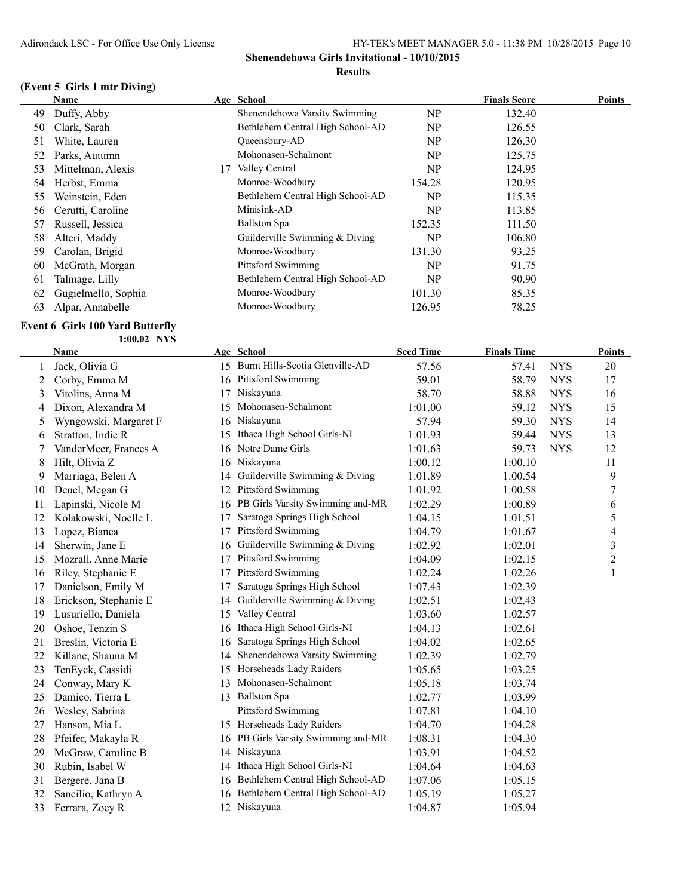Shenendehowa Girls Invitational - 10/10/2015

Results

### (Event 5 Girls 1 mtr Diving)

| | Name | Age | School | | Finals Score | Points |
|---|---|---|---|---|---|---|
| 49 | Duffy, Abby | | Shenendehowa Varsity Swimming | NP | 132.40 | |
| 50 | Clark, Sarah | | Bethlehem Central High School-AD | NP | 126.55 | |
| 51 | White, Lauren | | Queensbury-AD | NP | 126.30 | |
| 52 | Parks, Autumn | | Mohonasen-Schalmont | NP | 125.75 | |
| 53 | Mittelman, Alexis | 17 | Valley Central | NP | 124.95 | |
| 54 | Herbst, Emma | | Monroe-Woodbury | 154.28 | 120.95 | |
| 55 | Weinstein, Eden | | Bethlehem Central High School-AD | NP | 115.35 | |
| 56 | Cerutti, Caroline | | Minisink-AD | NP | 113.85 | |
| 57 | Russell, Jessica | | Ballston Spa | 152.35 | 111.50 | |
| 58 | Alteri, Maddy | | Guilderville Swimming & Diving | NP | 106.80 | |
| 59 | Carolan, Brigid | | Monroe-Woodbury | 131.30 | 93.25 | |
| 60 | McGrath, Morgan | | Pittsford Swimming | NP | 91.75 | |
| 61 | Talmage, Lilly | | Bethlehem Central High School-AD | NP | 90.90 | |
| 62 | Gugielmello, Sophia | | Monroe-Woodbury | 101.30 | 85.35 | |
| 63 | Alpar, Annabelle | | Monroe-Woodbury | 126.95 | 78.25 | |

### Event 6 Girls 100 Yard Butterfly

1:00.02 NYS

| | Name | Age | School | Seed Time | Finals Time | | Points |
|---|---|---|---|---|---|---|---|
| 1 | Jack, Olivia G | 15 | Burnt Hills-Scotia Glenville-AD | 57.56 | 57.41 | NYS | 20 |
| 2 | Corby, Emma M | 16 | Pittsford Swimming | 59.01 | 58.79 | NYS | 17 |
| 3 | Vitolins, Anna M | 17 | Niskayuna | 58.70 | 58.88 | NYS | 16 |
| 4 | Dixon, Alexandra M | 15 | Mohonasen-Schalmont | 1:01.00 | 59.12 | NYS | 15 |
| 5 | Wyngowski, Margaret F | 16 | Niskayuna | 57.94 | 59.30 | NYS | 14 |
| 6 | Stratton, Indie R | 15 | Ithaca High School Girls-NI | 1:01.93 | 59.44 | NYS | 13 |
| 7 | VanderMeer, Frances A | 16 | Notre Dame Girls | 1:01.63 | 59.73 | NYS | 12 |
| 8 | Hilt, Olivia Z | 16 | Niskayuna | 1:00.12 | 1:00.10 | | 11 |
| 9 | Marriaga, Belen A | 14 | Guilderville Swimming & Diving | 1:01.89 | 1:00.54 | | 9 |
| 10 | Deuel, Megan G | 12 | Pittsford Swimming | 1:01.92 | 1:00.58 | | 7 |
| 11 | Lapinski, Nicole M | 16 | PB Girls Varsity Swimming and-MR | 1:02.29 | 1:00.89 | | 6 |
| 12 | Kolakowski, Noelle L | 17 | Saratoga Springs High School | 1:04.15 | 1:01.51 | | 5 |
| 13 | Lopez, Bianca | 17 | Pittsford Swimming | 1:04.79 | 1:01.67 | | 4 |
| 14 | Sherwin, Jane E | 16 | Guilderville Swimming & Diving | 1:02.92 | 1:02.01 | | 3 |
| 15 | Mozrall, Anne Marie | 17 | Pittsford Swimming | 1:04.09 | 1:02.15 | | 2 |
| 16 | Riley, Stephanie E | 17 | Pittsford Swimming | 1:02.24 | 1:02.26 | | 1 |
| 17 | Danielson, Emily M | 17 | Saratoga Springs High School | 1:07.43 | 1:02.39 | | |
| 18 | Erickson, Stephanie E | 14 | Guilderville Swimming & Diving | 1:02.51 | 1:02.43 | | |
| 19 | Lusuriello, Daniela | 15 | Valley Central | 1:03.60 | 1:02.57 | | |
| 20 | Oshoe, Tenzin S | 16 | Ithaca High School Girls-NI | 1:04.13 | 1:02.61 | | |
| 21 | Breslin, Victoria E | 16 | Saratoga Springs High School | 1:04.02 | 1:02.65 | | |
| 22 | Killane, Shauna M | 14 | Shenendehowa Varsity Swimming | 1:02.39 | 1:02.79 | | |
| 23 | TenEyck, Cassidi | 15 | Horseheads Lady Raiders | 1:05.65 | 1:03.25 | | |
| 24 | Conway, Mary K | 13 | Mohonasen-Schalmont | 1:05.18 | 1:03.74 | | |
| 25 | Damico, Tierra L | 13 | Ballston Spa | 1:02.77 | 1:03.99 | | |
| 26 | Wesley, Sabrina | | Pittsford Swimming | 1:07.81 | 1:04.10 | | |
| 27 | Hanson, Mia L | 15 | Horseheads Lady Raiders | 1:04.70 | 1:04.28 | | |
| 28 | Pfeifer, Makayla R | 16 | PB Girls Varsity Swimming and-MR | 1:08.31 | 1:04.30 | | |
| 29 | McGraw, Caroline B | 14 | Niskayuna | 1:03.91 | 1:04.52 | | |
| 30 | Rubin, Isabel W | 14 | Ithaca High School Girls-NI | 1:04.64 | 1:04.63 | | |
| 31 | Bergere, Jana B | 16 | Bethlehem Central High School-AD | 1:07.06 | 1:05.15 | | |
| 32 | Sancilio, Kathryn A | 16 | Bethlehem Central High School-AD | 1:05.19 | 1:05.27 | | |
| 33 | Ferrara, Zoey R | 12 | Niskayuna | 1:04.87 | 1:05.94 | | |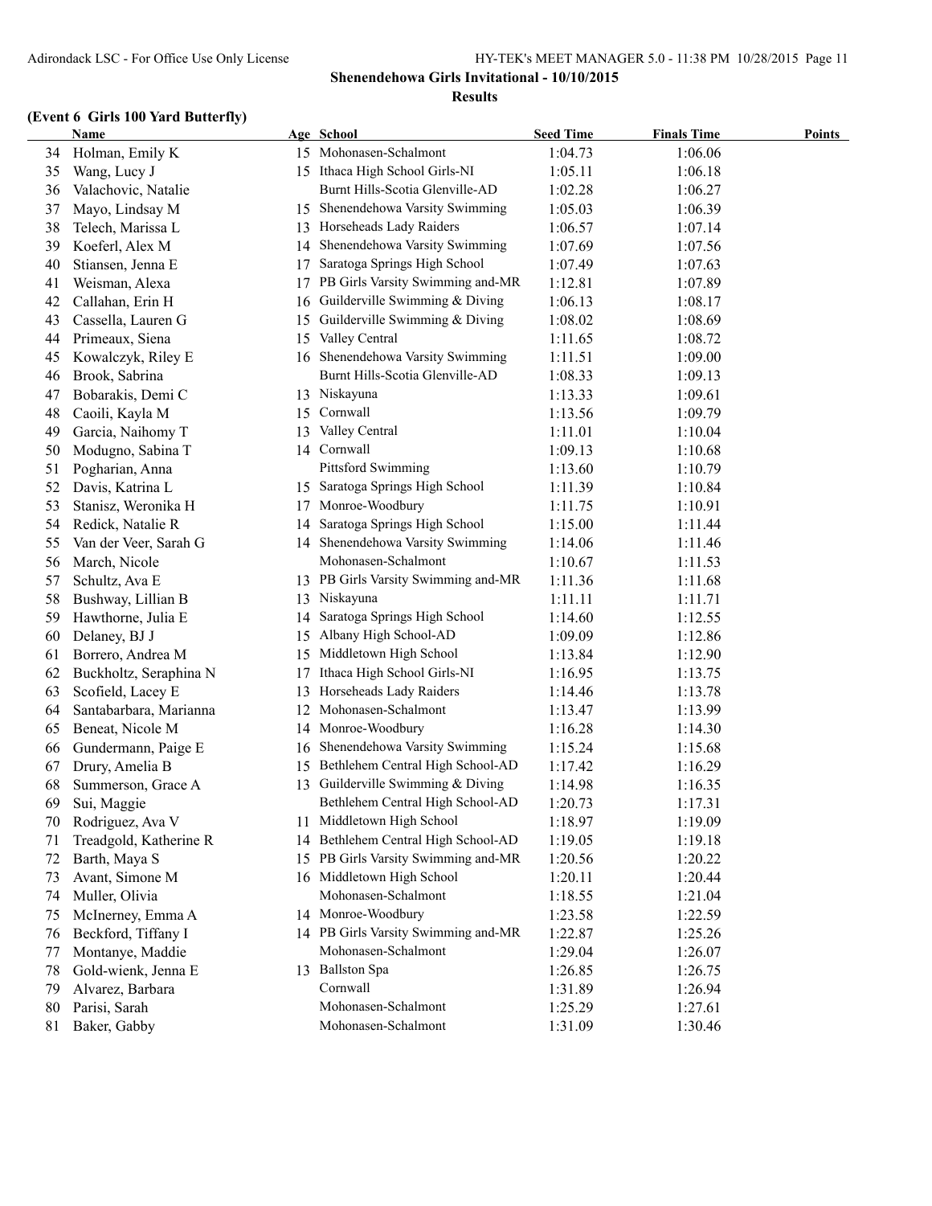**Shenendehowa Girls Invitational - 10/10/2015**

**Results**

### (Event 6 Girls 100 Yard Butterfly)

| | Name | Age | School | Seed Time | Finals Time | Points |
|---|---|---|---|---|---|---|
| 34 | Holman, Emily K | 15 | Mohonasen-Schalmont | 1:04.73 | 1:06.06 | |
| 35 | Wang, Lucy J | 15 | Ithaca High School Girls-NI | 1:05.11 | 1:06.18 | |
| 36 | Valachovic, Natalie | | Burnt Hills-Scotia Glenville-AD | 1:02.28 | 1:06.27 | |
| 37 | Mayo, Lindsay M | 15 | Shenendehowa Varsity Swimming | 1:05.03 | 1:06.39 | |
| 38 | Telech, Marissa L | 13 | Horseheads Lady Raiders | 1:06.57 | 1:07.14 | |
| 39 | Koeferl, Alex M | 14 | Shenendehowa Varsity Swimming | 1:07.69 | 1:07.56 | |
| 40 | Stiansen, Jenna E | 17 | Saratoga Springs High School | 1:07.49 | 1:07.63 | |
| 41 | Weisman, Alexa | 17 | PB Girls Varsity Swimming and-MR | 1:12.81 | 1:07.89 | |
| 42 | Callahan, Erin H | 16 | Guilderville Swimming & Diving | 1:06.13 | 1:08.17 | |
| 43 | Cassella, Lauren G | 15 | Guilderville Swimming & Diving | 1:08.02 | 1:08.69 | |
| 44 | Primeaux, Siena | 15 | Valley Central | 1:11.65 | 1:08.72 | |
| 45 | Kowalczyk, Riley E | 16 | Shenendehowa Varsity Swimming | 1:11.51 | 1:09.00 | |
| 46 | Brook, Sabrina | | Burnt Hills-Scotia Glenville-AD | 1:08.33 | 1:09.13 | |
| 47 | Bobarakis, Demi C | 13 | Niskayuna | 1:13.33 | 1:09.61 | |
| 48 | Caoili, Kayla M | 15 | Cornwall | 1:13.56 | 1:09.79 | |
| 49 | Garcia, Naihomy T | 13 | Valley Central | 1:11.01 | 1:10.04 | |
| 50 | Modugno, Sabina T | 14 | Cornwall | 1:09.13 | 1:10.68 | |
| 51 | Pogharian, Anna | | Pittsford Swimming | 1:13.60 | 1:10.79 | |
| 52 | Davis, Katrina L | 15 | Saratoga Springs High School | 1:11.39 | 1:10.84 | |
| 53 | Stanisz, Weronika H | 17 | Monroe-Woodbury | 1:11.75 | 1:10.91 | |
| 54 | Redick, Natalie R | 14 | Saratoga Springs High School | 1:15.00 | 1:11.44 | |
| 55 | Van der Veer, Sarah G | 14 | Shenendehowa Varsity Swimming | 1:14.06 | 1:11.46 | |
| 56 | March, Nicole | | Mohonasen-Schalmont | 1:10.67 | 1:11.53 | |
| 57 | Schultz, Ava E | 13 | PB Girls Varsity Swimming and-MR | 1:11.36 | 1:11.68 | |
| 58 | Bushway, Lillian B | 13 | Niskayuna | 1:11.11 | 1:11.71 | |
| 59 | Hawthorne, Julia E | 14 | Saratoga Springs High School | 1:14.60 | 1:12.55 | |
| 60 | Delaney, BJ J | 15 | Albany High School-AD | 1:09.09 | 1:12.86 | |
| 61 | Borrero, Andrea M | 15 | Middletown High School | 1:13.84 | 1:12.90 | |
| 62 | Buckholtz, Seraphina N | 17 | Ithaca High School Girls-NI | 1:16.95 | 1:13.75 | |
| 63 | Scofield, Lacey E | 13 | Horseheads Lady Raiders | 1:14.46 | 1:13.78 | |
| 64 | Santabarbara, Marianna | 12 | Mohonasen-Schalmont | 1:13.47 | 1:13.99 | |
| 65 | Beneat, Nicole M | 14 | Monroe-Woodbury | 1:16.28 | 1:14.30 | |
| 66 | Gundermann, Paige E | 16 | Shenendehowa Varsity Swimming | 1:15.24 | 1:15.68 | |
| 67 | Drury, Amelia B | 15 | Bethlehem Central High School-AD | 1:17.42 | 1:16.29 | |
| 68 | Summerson, Grace A | 13 | Guilderville Swimming & Diving | 1:14.98 | 1:16.35 | |
| 69 | Sui, Maggie | | Bethlehem Central High School-AD | 1:20.73 | 1:17.31 | |
| 70 | Rodriguez, Ava V | 11 | Middletown High School | 1:18.97 | 1:19.09 | |
| 71 | Treadgold, Katherine R | 14 | Bethlehem Central High School-AD | 1:19.05 | 1:19.18 | |
| 72 | Barth, Maya S | 15 | PB Girls Varsity Swimming and-MR | 1:20.56 | 1:20.22 | |
| 73 | Avant, Simone M | 16 | Middletown High School | 1:20.11 | 1:20.44 | |
| 74 | Muller, Olivia | | Mohonasen-Schalmont | 1:18.55 | 1:21.04 | |
| 75 | McInerney, Emma A | 14 | Monroe-Woodbury | 1:23.58 | 1:22.59 | |
| 76 | Beckford, Tiffany I | 14 | PB Girls Varsity Swimming and-MR | 1:22.87 | 1:25.26 | |
| 77 | Montanye, Maddie | | Mohonasen-Schalmont | 1:29.04 | 1:26.07 | |
| 78 | Gold-wienk, Jenna E | 13 | Ballston Spa | 1:26.85 | 1:26.75 | |
| 79 | Alvarez, Barbara | | Cornwall | 1:31.89 | 1:26.94 | |
| 80 | Parisi, Sarah | | Mohonasen-Schalmont | 1:25.29 | 1:27.61 | |
| 81 | Baker, Gabby | | Mohonasen-Schalmont | 1:31.09 | 1:30.46 | |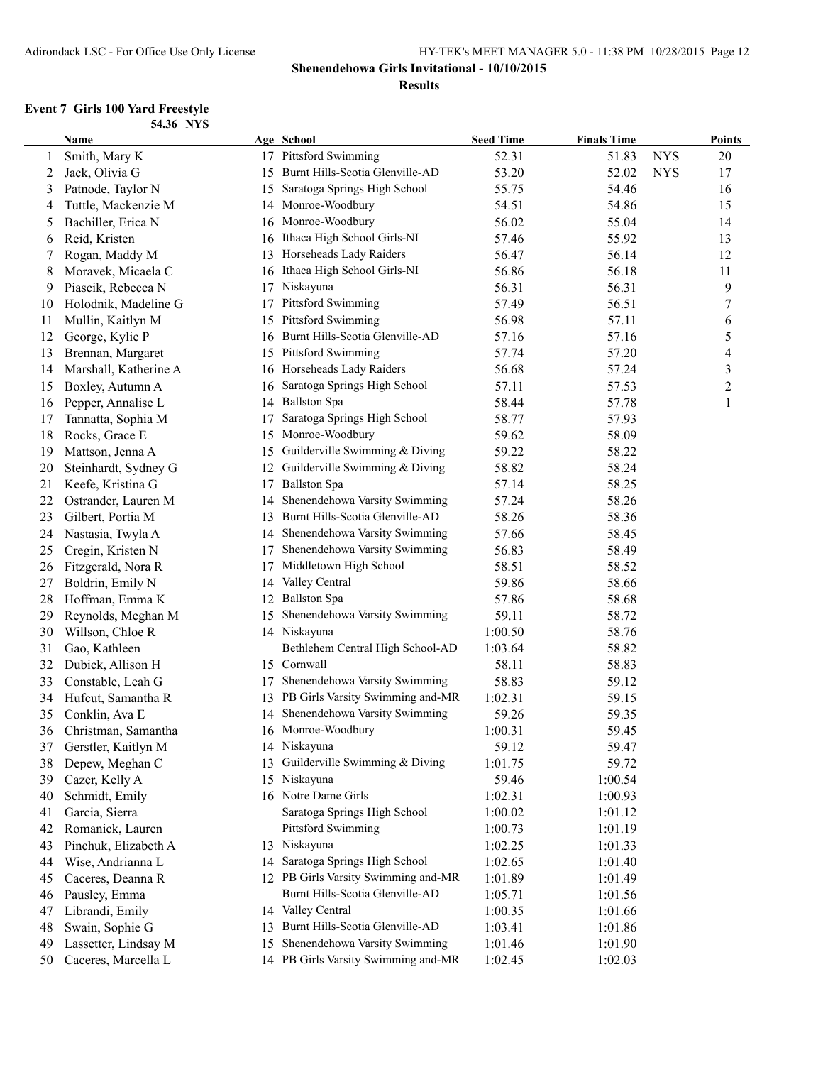**Shenendehowa Girls Invitational - 10/10/2015**

**Results**

### Event 7 Girls 100 Yard Freestyle

54.36 NYS

| | Name | Age | School | Seed Time | Finals Time | | Points |
|---|---|---|---|---|---|---|---|
| 1 | Smith, Mary K | 17 | Pittsford Swimming | 52.31 | 51.83 | NYS | 20 |
| 2 | Jack, Olivia G | 15 | Burnt Hills-Scotia Glenville-AD | 53.20 | 52.02 | NYS | 17 |
| 3 | Patnode, Taylor N | 15 | Saratoga Springs High School | 55.75 | 54.46 | | 16 |
| 4 | Tuttle, Mackenzie M | 14 | Monroe-Woodbury | 54.51 | 54.86 | | 15 |
| 5 | Bachiller, Erica N | 16 | Monroe-Woodbury | 56.02 | 55.04 | | 14 |
| 6 | Reid, Kristen | 16 | Ithaca High School Girls-NI | 57.46 | 55.92 | | 13 |
| 7 | Rogan, Maddy M | 13 | Horseheads Lady Raiders | 56.47 | 56.14 | | 12 |
| 8 | Moravek, Micaela C | 16 | Ithaca High School Girls-NI | 56.86 | 56.18 | | 11 |
| 9 | Piascik, Rebecca N | 17 | Niskayuna | 56.31 | 56.31 | | 9 |
| 10 | Holodnik, Madeline G | 17 | Pittsford Swimming | 57.49 | 56.51 | | 7 |
| 11 | Mullin, Kaitlyn M | 15 | Pittsford Swimming | 56.98 | 57.11 | | 6 |
| 12 | George, Kylie P | 16 | Burnt Hills-Scotia Glenville-AD | 57.16 | 57.16 | | 5 |
| 13 | Brennan, Margaret | 15 | Pittsford Swimming | 57.74 | 57.20 | | 4 |
| 14 | Marshall, Katherine A | 16 | Horseheads Lady Raiders | 56.68 | 57.24 | | 3 |
| 15 | Boxley, Autumn A | 16 | Saratoga Springs High School | 57.11 | 57.53 | | 2 |
| 16 | Pepper, Annalise L | 14 | Ballston Spa | 58.44 | 57.78 | | 1 |
| 17 | Tannatta, Sophia M | 17 | Saratoga Springs High School | 58.77 | 57.93 | | |
| 18 | Rocks, Grace E | 15 | Monroe-Woodbury | 59.62 | 58.09 | | |
| 19 | Mattson, Jenna A | 15 | Guilderville Swimming & Diving | 59.22 | 58.22 | | |
| 20 | Steinhardt, Sydney G | 12 | Guilderville Swimming & Diving | 58.82 | 58.24 | | |
| 21 | Keefe, Kristina G | 17 | Ballston Spa | 57.14 | 58.25 | | |
| 22 | Ostrander, Lauren M | 14 | Shenendehowa Varsity Swimming | 57.24 | 58.26 | | |
| 23 | Gilbert, Portia M | 13 | Burnt Hills-Scotia Glenville-AD | 58.26 | 58.36 | | |
| 24 | Nastasia, Twyla A | 14 | Shenendehowa Varsity Swimming | 57.66 | 58.45 | | |
| 25 | Cregin, Kristen N | 17 | Shenendehowa Varsity Swimming | 56.83 | 58.49 | | |
| 26 | Fitzgerald, Nora R | 17 | Middletown High School | 58.51 | 58.52 | | |
| 27 | Boldrin, Emily N | 14 | Valley Central | 59.86 | 58.66 | | |
| 28 | Hoffman, Emma K | 12 | Ballston Spa | 57.86 | 58.68 | | |
| 29 | Reynolds, Meghan M | 15 | Shenendehowa Varsity Swimming | 59.11 | 58.72 | | |
| 30 | Willson, Chloe R | 14 | Niskayuna | 1:00.50 | 58.76 | | |
| 31 | Gao, Kathleen | | Bethlehem Central High School-AD | 1:03.64 | 58.82 | | |
| 32 | Dubick, Allison H | 15 | Cornwall | 58.11 | 58.83 | | |
| 33 | Constable, Leah G | 17 | Shenendehowa Varsity Swimming | 58.83 | 59.12 | | |
| 34 | Hufcut, Samantha R | 13 | PB Girls Varsity Swimming and-MR | 1:02.31 | 59.15 | | |
| 35 | Conklin, Ava E | 14 | Shenendehowa Varsity Swimming | 59.26 | 59.35 | | |
| 36 | Christman, Samantha | 16 | Monroe-Woodbury | 1:00.31 | 59.45 | | |
| 37 | Gerstler, Kaitlyn M | 14 | Niskayuna | 59.12 | 59.47 | | |
| 38 | Depew, Meghan C | 13 | Guilderville Swimming & Diving | 1:01.75 | 59.72 | | |
| 39 | Cazer, Kelly A | 15 | Niskayuna | 59.46 | 1:00.54 | | |
| 40 | Schmidt, Emily | 16 | Notre Dame Girls | 1:02.31 | 1:00.93 | | |
| 41 | Garcia, Sierra | | Saratoga Springs High School | 1:00.02 | 1:01.12 | | |
| 42 | Romanick, Lauren | | Pittsford Swimming | 1:00.73 | 1:01.19 | | |
| 43 | Pinchuk, Elizabeth A | 13 | Niskayuna | 1:02.25 | 1:01.33 | | |
| 44 | Wise, Andrianna L | 14 | Saratoga Springs High School | 1:02.65 | 1:01.40 | | |
| 45 | Caceres, Deanna R | 12 | PB Girls Varsity Swimming and-MR | 1:01.89 | 1:01.49 | | |
| 46 | Pausley, Emma | | Burnt Hills-Scotia Glenville-AD | 1:05.71 | 1:01.56 | | |
| 47 | Librandi, Emily | 14 | Valley Central | 1:00.35 | 1:01.66 | | |
| 48 | Swain, Sophie G | 13 | Burnt Hills-Scotia Glenville-AD | 1:03.41 | 1:01.86 | | |
| 49 | Lassetter, Lindsay M | 15 | Shenendehowa Varsity Swimming | 1:01.46 | 1:01.90 | | |
| 50 | Caceres, Marcella L | 14 | PB Girls Varsity Swimming and-MR | 1:02.45 | 1:02.03 | | |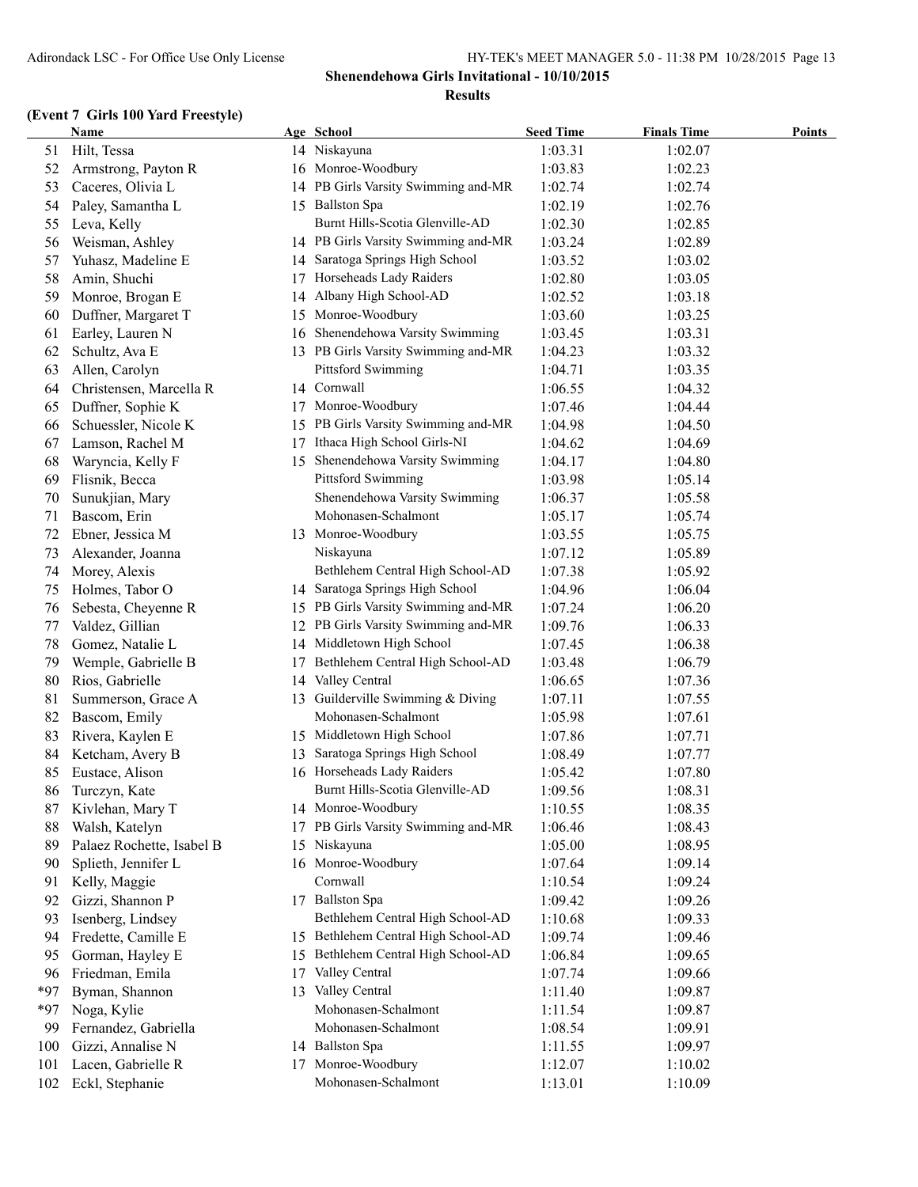**Shenendehowa Girls Invitational - 10/10/2015**

**Results**

### (Event 7 Girls 100 Yard Freestyle)

| | Name | Age | School | Seed Time | Finals Time | Points |
|---|---|---|---|---|---|---|
| 51 | Hilt, Tessa | 14 | Niskayuna | 1:03.31 | 1:02.07 | |
| 52 | Armstrong, Payton R | 16 | Monroe-Woodbury | 1:03.83 | 1:02.23 | |
| 53 | Caceres, Olivia L | 14 | PB Girls Varsity Swimming and-MR | 1:02.74 | 1:02.74 | |
| 54 | Paley, Samantha L | 15 | Ballston Spa | 1:02.19 | 1:02.76 | |
| 55 | Leva, Kelly | | Burnt Hills-Scotia Glenville-AD | 1:02.30 | 1:02.85 | |
| 56 | Weisman, Ashley | 14 | PB Girls Varsity Swimming and-MR | 1:03.24 | 1:02.89 | |
| 57 | Yuhasz, Madeline E | 14 | Saratoga Springs High School | 1:03.52 | 1:03.02 | |
| 58 | Amin, Shuchi | 17 | Horseheads Lady Raiders | 1:02.80 | 1:03.05 | |
| 59 | Monroe, Brogan E | 14 | Albany High School-AD | 1:02.52 | 1:03.18 | |
| 60 | Duffner, Margaret T | 15 | Monroe-Woodbury | 1:03.60 | 1:03.25 | |
| 61 | Earley, Lauren N | 16 | Shenendehowa Varsity Swimming | 1:03.45 | 1:03.31 | |
| 62 | Schultz, Ava E | 13 | PB Girls Varsity Swimming and-MR | 1:04.23 | 1:03.32 | |
| 63 | Allen, Carolyn | | Pittsford Swimming | 1:04.71 | 1:03.35 | |
| 64 | Christensen, Marcella R | 14 | Cornwall | 1:06.55 | 1:04.32 | |
| 65 | Duffner, Sophie K | 17 | Monroe-Woodbury | 1:07.46 | 1:04.44 | |
| 66 | Schuessler, Nicole K | 15 | PB Girls Varsity Swimming and-MR | 1:04.98 | 1:04.50 | |
| 67 | Lamson, Rachel M | 17 | Ithaca High School Girls-NI | 1:04.62 | 1:04.69 | |
| 68 | Waryncia, Kelly F | 15 | Shenendehowa Varsity Swimming | 1:04.17 | 1:04.80 | |
| 69 | Flisnik, Becca | | Pittsford Swimming | 1:03.98 | 1:05.14 | |
| 70 | Sunukjian, Mary | | Shenendehowa Varsity Swimming | 1:06.37 | 1:05.58 | |
| 71 | Bascom, Erin | | Mohonasen-Schalmont | 1:05.17 | 1:05.74 | |
| 72 | Ebner, Jessica M | 13 | Monroe-Woodbury | 1:03.55 | 1:05.75 | |
| 73 | Alexander, Joanna | | Niskayuna | 1:07.12 | 1:05.89 | |
| 74 | Morey, Alexis | | Bethlehem Central High School-AD | 1:07.38 | 1:05.92 | |
| 75 | Holmes, Tabor O | 14 | Saratoga Springs High School | 1:04.96 | 1:06.04 | |
| 76 | Sebesta, Cheyenne R | 15 | PB Girls Varsity Swimming and-MR | 1:07.24 | 1:06.20 | |
| 77 | Valdez, Gillian | 12 | PB Girls Varsity Swimming and-MR | 1:09.76 | 1:06.33 | |
| 78 | Gomez, Natalie L | 14 | Middletown High School | 1:07.45 | 1:06.38 | |
| 79 | Wemple, Gabrielle B | 17 | Bethlehem Central High School-AD | 1:03.48 | 1:06.79 | |
| 80 | Rios, Gabrielle | 14 | Valley Central | 1:06.65 | 1:07.36 | |
| 81 | Summerson, Grace A | 13 | Guilderville Swimming & Diving | 1:07.11 | 1:07.55 | |
| 82 | Bascom, Emily | | Mohonasen-Schalmont | 1:05.98 | 1:07.61 | |
| 83 | Rivera, Kaylen E | 15 | Middletown High School | 1:07.86 | 1:07.71 | |
| 84 | Ketcham, Avery B | 13 | Saratoga Springs High School | 1:08.49 | 1:07.77 | |
| 85 | Eustace, Alison | 16 | Horseheads Lady Raiders | 1:05.42 | 1:07.80 | |
| 86 | Turczyn, Kate | | Burnt Hills-Scotia Glenville-AD | 1:09.56 | 1:08.31 | |
| 87 | Kivlehan, Mary T | 14 | Monroe-Woodbury | 1:10.55 | 1:08.35 | |
| 88 | Walsh, Katelyn | 17 | PB Girls Varsity Swimming and-MR | 1:06.46 | 1:08.43 | |
| 89 | Palaez Rochette, Isabel B | 15 | Niskayuna | 1:05.00 | 1:08.95 | |
| 90 | Splieth, Jennifer L | 16 | Monroe-Woodbury | 1:07.64 | 1:09.14 | |
| 91 | Kelly, Maggie | | Cornwall | 1:10.54 | 1:09.24 | |
| 92 | Gizzi, Shannon P | 17 | Ballston Spa | 1:09.42 | 1:09.26 | |
| 93 | Isenberg, Lindsey | | Bethlehem Central High School-AD | 1:10.68 | 1:09.33 | |
| 94 | Fredette, Camille E | 15 | Bethlehem Central High School-AD | 1:09.74 | 1:09.46 | |
| 95 | Gorman, Hayley E | 15 | Bethlehem Central High School-AD | 1:06.84 | 1:09.65 | |
| 96 | Friedman, Emila | 17 | Valley Central | 1:07.74 | 1:09.66 | |
| *97 | Byman, Shannon | 13 | Valley Central | 1:11.40 | 1:09.87 | |
| *97 | Noga, Kylie | | Mohonasen-Schalmont | 1:11.54 | 1:09.87 | |
| 99 | Fernandez, Gabriella | | Mohonasen-Schalmont | 1:08.54 | 1:09.91 | |
| 100 | Gizzi, Annalise N | 14 | Ballston Spa | 1:11.55 | 1:09.97 | |
| 101 | Lacen, Gabrielle R | 17 | Monroe-Woodbury | 1:12.07 | 1:10.02 | |
| 102 | Eckl, Stephanie | | Mohonasen-Schalmont | 1:13.01 | 1:10.09 | |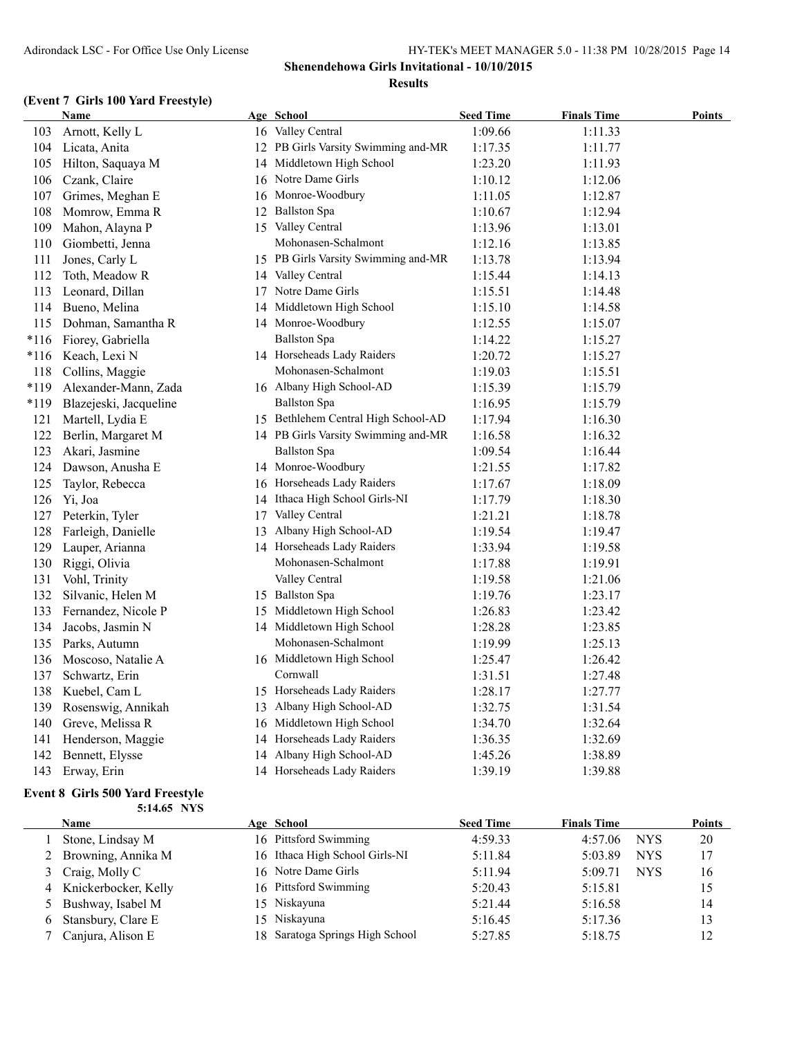**Shenendehowa Girls Invitational - 10/10/2015**

**Results**

### (Event 7 Girls 100 Yard Freestyle)

| | Name | Age | School | Seed Time | Finals Time | Points |
|---|---|---|---|---|---|---|
| 103 | Arnott, Kelly L | 16 | Valley Central | 1:09.66 | 1:11.33 | |
| 104 | Licata, Anita | 12 | PB Girls Varsity Swimming and-MR | 1:17.35 | 1:11.77 | |
| 105 | Hilton, Saquaya M | 14 | Middletown High School | 1:23.20 | 1:11.93 | |
| 106 | Czank, Claire | 16 | Notre Dame Girls | 1:10.12 | 1:12.06 | |
| 107 | Grimes, Meghan E | 16 | Monroe-Woodbury | 1:11.05 | 1:12.87 | |
| 108 | Momrow, Emma R | 12 | Ballston Spa | 1:10.67 | 1:12.94 | |
| 109 | Mahon, Alayna P | 15 | Valley Central | 1:13.96 | 1:13.01 | |
| 110 | Giombetti, Jenna | | Mohonasen-Schalmont | 1:12.16 | 1:13.85 | |
| 111 | Jones, Carly L | 15 | PB Girls Varsity Swimming and-MR | 1:13.78 | 1:13.94 | |
| 112 | Toth, Meadow R | 14 | Valley Central | 1:15.44 | 1:14.13 | |
| 113 | Leonard, Dillan | 17 | Notre Dame Girls | 1:15.51 | 1:14.48 | |
| 114 | Bueno, Melina | 14 | Middletown High School | 1:15.10 | 1:14.58 | |
| 115 | Dohman, Samantha R | 14 | Monroe-Woodbury | 1:12.55 | 1:15.07 | |
| *116 | Fiorey, Gabriella | | Ballston Spa | 1:14.22 | 1:15.27 | |
| *116 | Keach, Lexi N | 14 | Horseheads Lady Raiders | 1:20.72 | 1:15.27 | |
| 118 | Collins, Maggie | | Mohonasen-Schalmont | 1:19.03 | 1:15.51 | |
| *119 | Alexander-Mann, Zada | 16 | Albany High School-AD | 1:15.39 | 1:15.79 | |
| *119 | Blazejeski, Jacqueline | | Ballston Spa | 1:16.95 | 1:15.79 | |
| 121 | Martell, Lydia E | 15 | Bethlehem Central High School-AD | 1:17.94 | 1:16.30 | |
| 122 | Berlin, Margaret M | 14 | PB Girls Varsity Swimming and-MR | 1:16.58 | 1:16.32 | |
| 123 | Akari, Jasmine | | Ballston Spa | 1:09.54 | 1:16.44 | |
| 124 | Dawson, Anusha E | 14 | Monroe-Woodbury | 1:21.55 | 1:17.82 | |
| 125 | Taylor, Rebecca | 16 | Horseheads Lady Raiders | 1:17.67 | 1:18.09 | |
| 126 | Yi, Joa | 14 | Ithaca High School Girls-NI | 1:17.79 | 1:18.30 | |
| 127 | Peterkin, Tyler | 17 | Valley Central | 1:21.21 | 1:18.78 | |
| 128 | Farleigh, Danielle | 13 | Albany High School-AD | 1:19.54 | 1:19.47 | |
| 129 | Lauper, Arianna | 14 | Horseheads Lady Raiders | 1:33.94 | 1:19.58 | |
| 130 | Riggi, Olivia | | Mohonasen-Schalmont | 1:17.88 | 1:19.91 | |
| 131 | Vohl, Trinity | | Valley Central | 1:19.58 | 1:21.06 | |
| 132 | Silvanic, Helen M | 15 | Ballston Spa | 1:19.76 | 1:23.17 | |
| 133 | Fernandez, Nicole P | 15 | Middletown High School | 1:26.83 | 1:23.42 | |
| 134 | Jacobs, Jasmin N | 14 | Middletown High School | 1:28.28 | 1:23.85 | |
| 135 | Parks, Autumn | | Mohonasen-Schalmont | 1:19.99 | 1:25.13 | |
| 136 | Moscoso, Natalie A | 16 | Middletown High School | 1:25.47 | 1:26.42 | |
| 137 | Schwartz, Erin | | Cornwall | 1:31.51 | 1:27.48 | |
| 138 | Kuebel, Cam L | 15 | Horseheads Lady Raiders | 1:28.17 | 1:27.77 | |
| 139 | Rosenswig, Annikah | 13 | Albany High School-AD | 1:32.75 | 1:31.54 | |
| 140 | Greve, Melissa R | 16 | Middletown High School | 1:34.70 | 1:32.64 | |
| 141 | Henderson, Maggie | 14 | Horseheads Lady Raiders | 1:36.35 | 1:32.69 | |
| 142 | Bennett, Elysse | 14 | Albany High School-AD | 1:45.26 | 1:38.89 | |
| 143 | Erway, Erin | 14 | Horseheads Lady Raiders | 1:39.19 | 1:39.88 | |

### Event 8 Girls 500 Yard Freestyle

5:14.65 NYS

| | Name | Age | School | Seed Time | Finals Time | | Points |
|---|---|---|---|---|---|---|---|
| 1 | Stone, Lindsay M | 16 | Pittsford Swimming | 4:59.33 | 4:57.06 | NYS | 20 |
| 2 | Browning, Annika M | 16 | Ithaca High School Girls-NI | 5:11.84 | 5:03.89 | NYS | 17 |
| 3 | Craig, Molly C | 16 | Notre Dame Girls | 5:11.94 | 5:09.71 | NYS | 16 |
| 4 | Knickerbocker, Kelly | 16 | Pittsford Swimming | 5:20.43 | 5:15.81 | | 15 |
| 5 | Bushway, Isabel M | 15 | Niskayuna | 5:21.44 | 5:16.58 | | 14 |
| 6 | Stansbury, Clare E | 15 | Niskayuna | 5:16.45 | 5:17.36 | | 13 |
| 7 | Canjura, Alison E | 18 | Saratoga Springs High School | 5:27.85 | 5:18.75 | | 12 |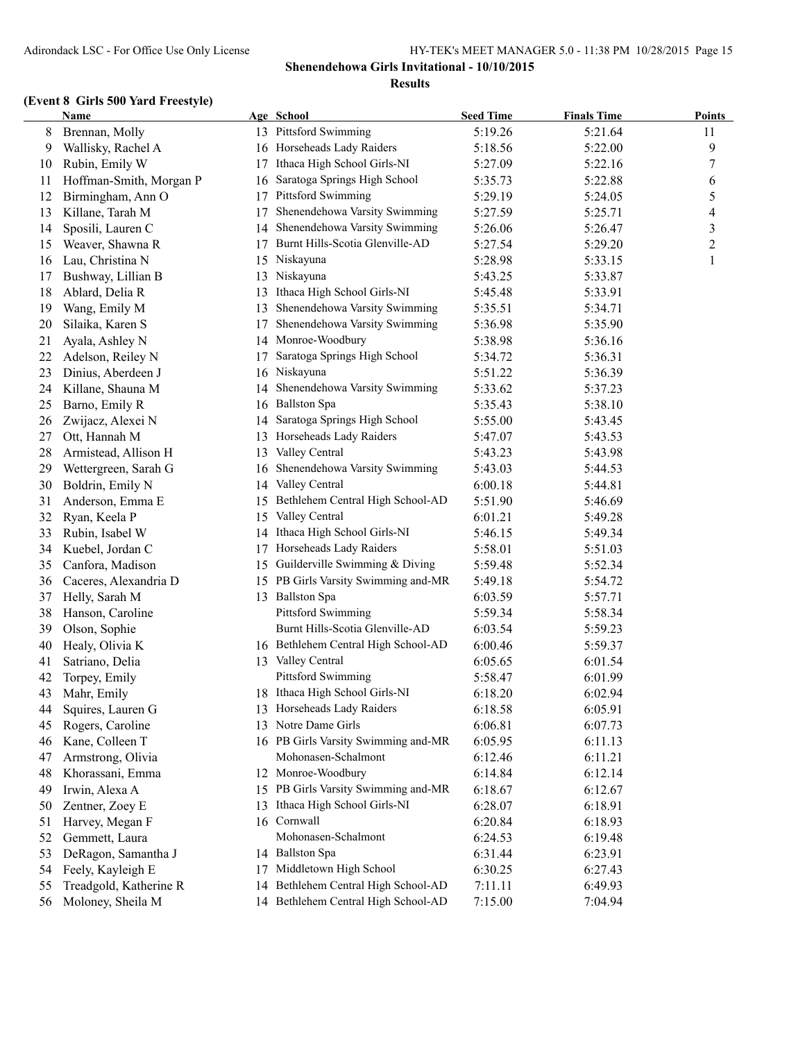**Shenendehowa Girls Invitational - 10/10/2015**

**Results**

### (Event 8 Girls 500 Yard Freestyle)

| | Name | Age | School | Seed Time | Finals Time | Points |
|---|---|---|---|---|---|---|
| 8 | Brennan, Molly | 13 | Pittsford Swimming | 5:19.26 | 5:21.64 | 11 |
| 9 | Wallisky, Rachel A | 16 | Horseheads Lady Raiders | 5:18.56 | 5:22.00 | 9 |
| 10 | Rubin, Emily W | 17 | Ithaca High School Girls-NI | 5:27.09 | 5:22.16 | 7 |
| 11 | Hoffman-Smith, Morgan P | 16 | Saratoga Springs High School | 5:35.73 | 5:22.88 | 6 |
| 12 | Birmingham, Ann O | 17 | Pittsford Swimming | 5:29.19 | 5:24.05 | 5 |
| 13 | Killane, Tarah M | 17 | Shenendehowa Varsity Swimming | 5:27.59 | 5:25.71 | 4 |
| 14 | Sposili, Lauren C | 14 | Shenendehowa Varsity Swimming | 5:26.06 | 5:26.47 | 3 |
| 15 | Weaver, Shawna R | 17 | Burnt Hills-Scotia Glenville-AD | 5:27.54 | 5:29.20 | 2 |
| 16 | Lau, Christina N | 15 | Niskayuna | 5:28.98 | 5:33.15 | 1 |
| 17 | Bushway, Lillian B | 13 | Niskayuna | 5:43.25 | 5:33.87 | |
| 18 | Ablard, Delia R | 13 | Ithaca High School Girls-NI | 5:45.48 | 5:33.91 | |
| 19 | Wang, Emily M | 13 | Shenendehowa Varsity Swimming | 5:35.51 | 5:34.71 | |
| 20 | Silaika, Karen S | 17 | Shenendehowa Varsity Swimming | 5:36.98 | 5:35.90 | |
| 21 | Ayala, Ashley N | 14 | Monroe-Woodbury | 5:38.98 | 5:36.16 | |
| 22 | Adelson, Reiley N | 17 | Saratoga Springs High School | 5:34.72 | 5:36.31 | |
| 23 | Dinius, Aberdeen J | 16 | Niskayuna | 5:51.22 | 5:36.39 | |
| 24 | Killane, Shauna M | 14 | Shenendehowa Varsity Swimming | 5:33.62 | 5:37.23 | |
| 25 | Barno, Emily R | 16 | Ballston Spa | 5:35.43 | 5:38.10 | |
| 26 | Zwijacz, Alexei N | 14 | Saratoga Springs High School | 5:55.00 | 5:43.45 | |
| 27 | Ott, Hannah M | 13 | Horseheads Lady Raiders | 5:47.07 | 5:43.53 | |
| 28 | Armistead, Allison H | 13 | Valley Central | 5:43.23 | 5:43.98 | |
| 29 | Wettergreen, Sarah G | 16 | Shenendehowa Varsity Swimming | 5:43.03 | 5:44.53 | |
| 30 | Boldrin, Emily N | 14 | Valley Central | 6:00.18 | 5:44.81 | |
| 31 | Anderson, Emma E | 15 | Bethlehem Central High School-AD | 5:51.90 | 5:46.69 | |
| 32 | Ryan, Keela P | 15 | Valley Central | 6:01.21 | 5:49.28 | |
| 33 | Rubin, Isabel W | 14 | Ithaca High School Girls-NI | 5:46.15 | 5:49.34 | |
| 34 | Kuebel, Jordan C | 17 | Horseheads Lady Raiders | 5:58.01 | 5:51.03 | |
| 35 | Canfora, Madison | 15 | Guilderville Swimming & Diving | 5:59.48 | 5:52.34 | |
| 36 | Caceres, Alexandria D | 15 | PB Girls Varsity Swimming and-MR | 5:49.18 | 5:54.72 | |
| 37 | Helly, Sarah M | 13 | Ballston Spa | 6:03.59 | 5:57.71 | |
| 38 | Hanson, Caroline | | Pittsford Swimming | 5:59.34 | 5:58.34 | |
| 39 | Olson, Sophie | | Burnt Hills-Scotia Glenville-AD | 6:03.54 | 5:59.23 | |
| 40 | Healy, Olivia K | 16 | Bethlehem Central High School-AD | 6:00.46 | 5:59.37 | |
| 41 | Satriano, Delia | 13 | Valley Central | 6:05.65 | 6:01.54 | |
| 42 | Torpey, Emily | | Pittsford Swimming | 5:58.47 | 6:01.99 | |
| 43 | Mahr, Emily | 18 | Ithaca High School Girls-NI | 6:18.20 | 6:02.94 | |
| 44 | Squires, Lauren G | 13 | Horseheads Lady Raiders | 6:18.58 | 6:05.91 | |
| 45 | Rogers, Caroline | 13 | Notre Dame Girls | 6:06.81 | 6:07.73 | |
| 46 | Kane, Colleen T | 16 | PB Girls Varsity Swimming and-MR | 6:05.95 | 6:11.13 | |
| 47 | Armstrong, Olivia | | Mohonasen-Schalmont | 6:12.46 | 6:11.21 | |
| 48 | Khorassani, Emma | 12 | Monroe-Woodbury | 6:14.84 | 6:12.14 | |
| 49 | Irwin, Alexa A | 15 | PB Girls Varsity Swimming and-MR | 6:18.67 | 6:12.67 | |
| 50 | Zentner, Zoey E | 13 | Ithaca High School Girls-NI | 6:28.07 | 6:18.91 | |
| 51 | Harvey, Megan F | 16 | Cornwall | 6:20.84 | 6:18.93 | |
| 52 | Gemmett, Laura | | Mohonasen-Schalmont | 6:24.53 | 6:19.48 | |
| 53 | DeRagon, Samantha J | 14 | Ballston Spa | 6:31.44 | 6:23.91 | |
| 54 | Feely, Kayleigh E | 17 | Middletown High School | 6:30.25 | 6:27.43 | |
| 55 | Treadgold, Katherine R | 14 | Bethlehem Central High School-AD | 7:11.11 | 6:49.93 | |
| 56 | Moloney, Sheila M | 14 | Bethlehem Central High School-AD | 7:15.00 | 7:04.94 | |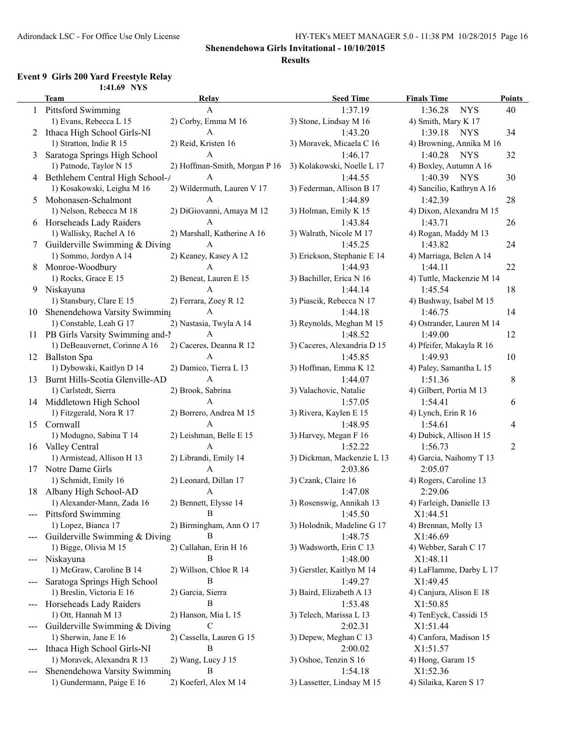**Shenendehowa Girls Invitational - 10/10/2015**

**Results**

### Event 9 Girls 200 Yard Freestyle Relay

1:41.69 NYS

| | Team | Relay | Seed Time | Finals Time | Points |
|---|---|---|---|---|---|
| 1 | Pittsford Swimming | A | 1:37.19 | 1:36.28 NYS | 40 |
| | 1) Evans, Rebecca L 15 | 2) Corby, Emma M 16 | 3) Stone, Lindsay M 16 | 4) Smith, Mary K 17 | |
| 2 | Ithaca High School Girls-NI | A | 1:43.20 | 1:39.18 NYS | 34 |
| | 1) Stratton, Indie R 15 | 2) Reid, Kristen 16 | 3) Moravek, Micaela C 16 | 4) Browning, Annika M 16 | |
| 3 | Saratoga Springs High School | A | 1:46.17 | 1:40.28 NYS | 32 |
| | 1) Patnode, Taylor N 15 | 2) Hoffman-Smith, Morgan P 16 | 3) Kolakowski, Noelle L 17 | 4) Boxley, Autumn A 16 | |
| 4 | Bethlehem Central High School-/ | A | 1:44.55 | 1:40.39 NYS | 30 |
| | 1) Kosakowski, Leigha M 16 | 2) Wildermuth, Lauren V 17 | 3) Federman, Allison B 17 | 4) Sancilio, Kathryn A 16 | |
| 5 | Mohonasen-Schalmont | A | 1:44.89 | 1:42.39 | 28 |
| | 1) Nelson, Rebecca M 18 | 2) DiGiovanni, Amaya M 12 | 3) Holman, Emily K 15 | 4) Dixon, Alexandra M 15 | |
| 6 | Horseheads Lady Raiders | A | 1:43.84 | 1:43.71 | 26 |
| | 1) Wallisky, Rachel A 16 | 2) Marshall, Katherine A 16 | 3) Walrath, Nicole M 17 | 4) Rogan, Maddy M 13 | |
| 7 | Guilderville Swimming & Diving | A | 1:45.25 | 1:43.82 | 24 |
| | 1) Sommo, Jordyn A 14 | 2) Keaney, Kasey A 12 | 3) Erickson, Stephanie E 14 | 4) Marriaga, Belen A 14 | |
| 8 | Monroe-Woodbury | A | 1:44.93 | 1:44.11 | 22 |
| | 1) Rocks, Grace E 15 | 2) Beneat, Lauren E 15 | 3) Bachiller, Erica N 16 | 4) Tuttle, Mackenzie M 14 | |
| 9 | Niskayuna | A | 1:44.14 | 1:45.54 | 18 |
| | 1) Stansbury, Clare E 15 | 2) Ferrara, Zoey R 12 | 3) Piascik, Rebecca N 17 | 4) Bushway, Isabel M 15 | |
| 10 | Shenendehowa Varsity Swimming | A | 1:44.18 | 1:46.75 | 14 |
| | 1) Constable, Leah G 17 | 2) Nastasia, Twyla A 14 | 3) Reynolds, Meghan M 15 | 4) Ostrander, Lauren M 14 | |
| 11 | PB Girls Varsity Swimming and-N | A | 1:48.52 | 1:49.00 | 12 |
| | 1) DeBeauvernet, Corinne A 16 | 2) Caceres, Deanna R 12 | 3) Caceres, Alexandria D 15 | 4) Pfeifer, Makayla R 16 | |
| 12 | Ballston Spa | A | 1:45.85 | 1:49.93 | 10 |
| | 1) Dybowski, Kaitlyn D 14 | 2) Damico, Tierra L 13 | 3) Hoffman, Emma K 12 | 4) Paley, Samantha L 15 | |
| 13 | Burnt Hills-Scotia Glenville-AD | A | 1:44.07 | 1:51.36 | 8 |
| | 1) Carlstedt, Sierra | 2) Brook, Sabrina | 3) Valachovic, Natalie | 4) Gilbert, Portia M 13 | |
| 14 | Middletown High School | A | 1:57.05 | 1:54.41 | 6 |
| | 1) Fitzgerald, Nora R 17 | 2) Borrero, Andrea M 15 | 3) Rivera, Kaylen E 15 | 4) Lynch, Erin R 16 | |
| 15 | Cornwall | A | 1:48.95 | 1:54.61 | 4 |
| | 1) Modugno, Sabina T 14 | 2) Leishman, Belle E 15 | 3) Harvey, Megan F 16 | 4) Dubick, Allison H 15 | |
| 16 | Valley Central | A | 1:52.22 | 1:56.73 | 2 |
| | 1) Armistead, Allison H 13 | 2) Librandi, Emily 14 | 3) Dickman, Mackenzie L 13 | 4) Garcia, Naihomy T 13 | |
| 17 | Notre Dame Girls | A | 2:03.86 | 2:05.07 | |
| | 1) Schmidt, Emily 16 | 2) Leonard, Dillan 17 | 3) Czank, Claire 16 | 4) Rogers, Caroline 13 | |
| 18 | Albany High School-AD | A | 1:47.08 | 2:29.06 | |
| | 1) Alexander-Mann, Zada 16 | 2) Bennett, Elysse 14 | 3) Rosenswig, Annikah 13 | 4) Farleigh, Danielle 13 | |
| --- | Pittsford Swimming | B | 1:45.50 | X1:44.51 | |
| | 1) Lopez, Bianca 17 | 2) Birmingham, Ann O 17 | 3) Holodnik, Madeline G 17 | 4) Brennan, Molly 13 | |
| --- | Guilderville Swimming & Diving | B | 1:48.75 | X1:46.69 | |
| | 1) Bigge, Olivia M 15 | 2) Callahan, Erin H 16 | 3) Wadsworth, Erin C 13 | 4) Webber, Sarah C 17 | |
| --- | Niskayuna | B | 1:48.00 | X1:48.11 | |
| | 1) McGraw, Caroline B 14 | 2) Willson, Chloe R 14 | 3) Gerstler, Kaitlyn M 14 | 4) LaFlamme, Darby L 17 | |
| --- | Saratoga Springs High School | B | 1:49.27 | X1:49.45 | |
| | 1) Breslin, Victoria E 16 | 2) Garcia, Sierra | 3) Baird, Elizabeth A 13 | 4) Canjura, Alison E 18 | |
| --- | Horseheads Lady Raiders | B | 1:53.48 | X1:50.85 | |
| | 1) Ott, Hannah M 13 | 2) Hanson, Mia L 15 | 3) Telech, Marissa L 13 | 4) TenEyck, Cassidi 15 | |
| --- | Guilderville Swimming & Diving | C | 2:02.31 | X1:51.44 | |
| | 1) Sherwin, Jane E 16 | 2) Cassella, Lauren G 15 | 3) Depew, Meghan C 13 | 4) Canfora, Madison 15 | |
| --- | Ithaca High School Girls-NI | B | 2:00.02 | X1:51.57 | |
| | 1) Moravek, Alexandra R 13 | 2) Wang, Lucy J 15 | 3) Oshoe, Tenzin S 16 | 4) Hong, Garam 15 | |
| --- | Shenendehowa Varsity Swimming | B | 1:54.18 | X1:52.36 | |
| | 1) Gundermann, Paige E 16 | 2) Koeferl, Alex M 14 | 3) Lassetter, Lindsay M 15 | 4) Silaika, Karen S 17 | |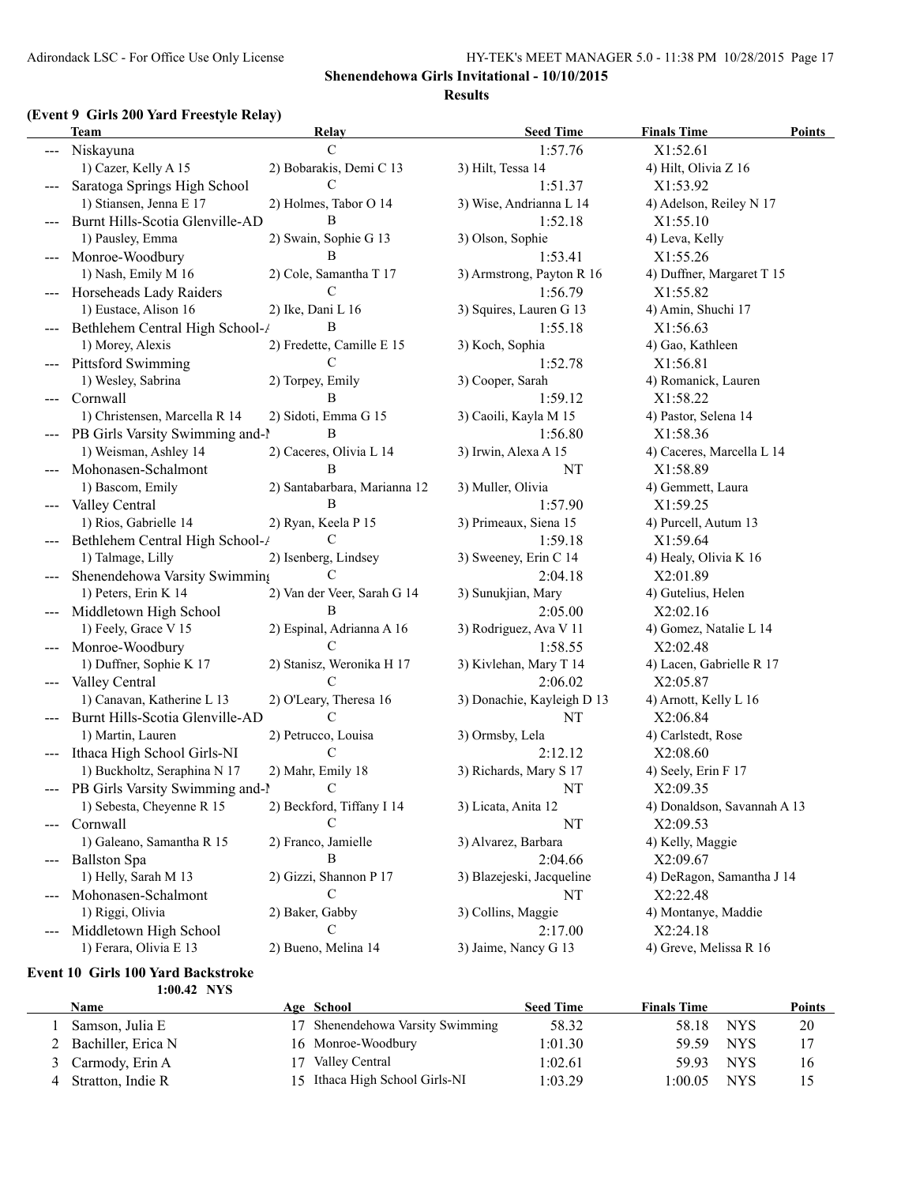Shenendehowa Girls Invitational - 10/10/2015

Results

### (Event 9 Girls 200 Yard Freestyle Relay)

| | Team | Relay | Seed Time | Finals Time | Points |
|---|---|---|---|---|---|
| --- | Niskayuna | C | 1:57.76 | X1:52.61 | |
| | 1) Cazer, Kelly A 15 | 2) Bobarakis, Demi C 13 | 3) Hilt, Tessa 14 | 4) Hilt, Olivia Z 16 | |
| --- | Saratoga Springs High School | C | 1:51.37 | X1:53.92 | |
| | 1) Stiansen, Jenna E 17 | 2) Holmes, Tabor O 14 | 3) Wise, Andrianna L 14 | 4) Adelson, Reiley N 17 | |
| --- | Burnt Hills-Scotia Glenville-AD | B | 1:52.18 | X1:55.10 | |
| | 1) Pausley, Emma | 2) Swain, Sophie G 13 | 3) Olson, Sophie | 4) Leva, Kelly | |
| --- | Monroe-Woodbury | B | 1:53.41 | X1:55.26 | |
| | 1) Nash, Emily M 16 | 2) Cole, Samantha T 17 | 3) Armstrong, Payton R 16 | 4) Duffner, Margaret T 15 | |
| --- | Horseheads Lady Raiders | C | 1:56.79 | X1:55.82 | |
| | 1) Eustace, Alison 16 | 2) Ike, Dani L 16 | 3) Squires, Lauren G 13 | 4) Amin, Shuchi 17 | |
| --- | Bethlehem Central High School-A | B | 1:55.18 | X1:56.63 | |
| | 1) Morey, Alexis | 2) Fredette, Camille E 15 | 3) Koch, Sophia | 4) Gao, Kathleen | |
| --- | Pittsford Swimming | C | 1:52.78 | X1:56.81 | |
| | 1) Wesley, Sabrina | 2) Torpey, Emily | 3) Cooper, Sarah | 4) Romanick, Lauren | |
| --- | Cornwall | B | 1:59.12 | X1:58.22 | |
| | 1) Christensen, Marcella R 14 | 2) Sidoti, Emma G 15 | 3) Caoili, Kayla M 15 | 4) Pastor, Selena 14 | |
| --- | PB Girls Varsity Swimming and-N | B | 1:56.80 | X1:58.36 | |
| | 1) Weisman, Ashley 14 | 2) Caceres, Olivia L 14 | 3) Irwin, Alexa A 15 | 4) Caceres, Marcella L 14 | |
| --- | Mohonasen-Schalmont | B | NT | X1:58.89 | |
| | 1) Bascom, Emily | 2) Santabarbara, Marianna 12 | 3) Muller, Olivia | 4) Gemmett, Laura | |
| --- | Valley Central | B | 1:57.90 | X1:59.25 | |
| | 1) Rios, Gabrielle 14 | 2) Ryan, Keela P 15 | 3) Primeaux, Siena 15 | 4) Purcell, Autum 13 | |
| --- | Bethlehem Central High School-A | C | 1:59.18 | X1:59.64 | |
| | 1) Talmage, Lilly | 2) Isenberg, Lindsey | 3) Sweeney, Erin C 14 | 4) Healy, Olivia K 16 | |
| --- | Shenendehowa Varsity Swimming | C | 2:04.18 | X2:01.89 | |
| | 1) Peters, Erin K 14 | 2) Van der Veer, Sarah G 14 | 3) Sunukjian, Mary | 4) Gutelius, Helen | |
| --- | Middletown High School | B | 2:05.00 | X2:02.16 | |
| | 1) Feely, Grace V 15 | 2) Espinal, Adrianna A 16 | 3) Rodriguez, Ava V 11 | 4) Gomez, Natalie L 14 | |
| --- | Monroe-Woodbury | C | 1:58.55 | X2:02.48 | |
| | 1) Duffner, Sophie K 17 | 2) Stanisz, Weronika H 17 | 3) Kivlehan, Mary T 14 | 4) Lacen, Gabrielle R 17 | |
| --- | Valley Central | C | 2:06.02 | X2:05.87 | |
| | 1) Canavan, Katherine L 13 | 2) O'Leary, Theresa 16 | 3) Donachie, Kayleigh D 13 | 4) Arnott, Kelly L 16 | |
| --- | Burnt Hills-Scotia Glenville-AD | C | NT | X2:06.84 | |
| | 1) Martin, Lauren | 2) Petrucco, Louisa | 3) Ormsby, Lela | 4) Carlstedt, Rose | |
| --- | Ithaca High School Girls-NI | C | 2:12.12 | X2:08.60 | |
| | 1) Buckholtz, Seraphina N 17 | 2) Mahr, Emily 18 | 3) Richards, Mary S 17 | 4) Seely, Erin F 17 | |
| --- | PB Girls Varsity Swimming and-N | C | NT | X2:09.35 | |
| | 1) Sebesta, Cheyenne R 15 | 2) Beckford, Tiffany I 14 | 3) Licata, Anita 12 | 4) Donaldson, Savannah A 13 | |
| --- | Cornwall | C | NT | X2:09.53 | |
| | 1) Galeano, Samantha R 15 | 2) Franco, Jamielle | 3) Alvarez, Barbara | 4) Kelly, Maggie | |
| --- | Ballston Spa | B | 2:04.66 | X2:09.67 | |
| | 1) Helly, Sarah M 13 | 2) Gizzi, Shannon P 17 | 3) Blazejeski, Jacqueline | 4) DeRagon, Samantha J 14 | |
| --- | Mohonasen-Schalmont | C | NT | X2:22.48 | |
| | 1) Riggi, Olivia | 2) Baker, Gabby | 3) Collins, Maggie | 4) Montanye, Maddie | |
| --- | Middletown High School | C | 2:17.00 | X2:24.18 | |
| | 1) Ferara, Olivia E 13 | 2) Bueno, Melina 14 | 3) Jaime, Nancy G 13 | 4) Greve, Melissa R 16 | |

### Event 10 Girls 100 Yard Backstroke

1:00.42 NYS

| | Name | Age | School | Seed Time | Finals Time | | Points |
|---|---|---|---|---|---|---|---|
| 1 | Samson, Julia E | 17 | Shenendehowa Varsity Swimming | 58.32 | 58.18 | NYS | 20 |
| 2 | Bachiller, Erica N | 16 | Monroe-Woodbury | 1:01.30 | 59.59 | NYS | 17 |
| 3 | Carmody, Erin A | 17 | Valley Central | 1:02.61 | 59.93 | NYS | 16 |
| 4 | Stratton, Indie R | 15 | Ithaca High School Girls-NI | 1:03.29 | 1:00.05 | NYS | 15 |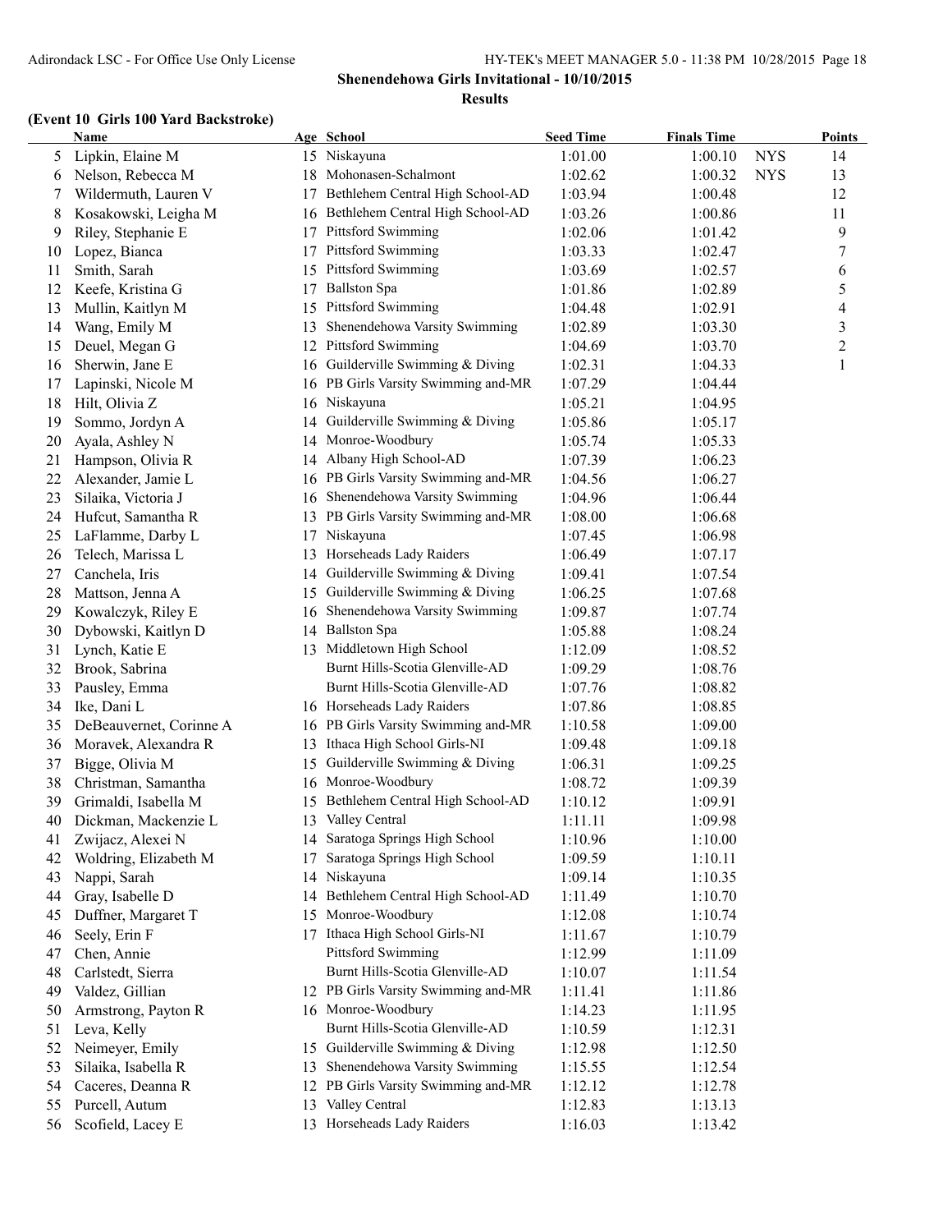**Shenendehowa Girls Invitational - 10/10/2015**

**Results**

**(Event 10 Girls 100 Yard Backstroke)**

| | Name | Age | School | Seed Time | Finals Time | | Points |
|---|---|---|---|---|---|---|---|
| 5 | Lipkin, Elaine M | 15 | Niskayuna | 1:01.00 | 1:00.10 | NYS | 14 |
| 6 | Nelson, Rebecca M | 18 | Mohonasen-Schalmont | 1:02.62 | 1:00.32 | NYS | 13 |
| 7 | Wildermuth, Lauren V | 17 | Bethlehem Central High School-AD | 1:03.94 | 1:00.48 | | 12 |
| 8 | Kosakowski, Leigha M | 16 | Bethlehem Central High School-AD | 1:03.26 | 1:00.86 | | 11 |
| 9 | Riley, Stephanie E | 17 | Pittsford Swimming | 1:02.06 | 1:01.42 | | 9 |
| 10 | Lopez, Bianca | 17 | Pittsford Swimming | 1:03.33 | 1:02.47 | | 7 |
| 11 | Smith, Sarah | 15 | Pittsford Swimming | 1:03.69 | 1:02.57 | | 6 |
| 12 | Keefe, Kristina G | 17 | Ballston Spa | 1:01.86 | 1:02.89 | | 5 |
| 13 | Mullin, Kaitlyn M | 15 | Pittsford Swimming | 1:04.48 | 1:02.91 | | 4 |
| 14 | Wang, Emily M | 13 | Shenendehowa Varsity Swimming | 1:02.89 | 1:03.30 | | 3 |
| 15 | Deuel, Megan G | 12 | Pittsford Swimming | 1:04.69 | 1:03.70 | | 2 |
| 16 | Sherwin, Jane E | 16 | Guilderville Swimming & Diving | 1:02.31 | 1:04.33 | | 1 |
| 17 | Lapinski, Nicole M | 16 | PB Girls Varsity Swimming and-MR | 1:07.29 | 1:04.44 | | |
| 18 | Hilt, Olivia Z | 16 | Niskayuna | 1:05.21 | 1:04.95 | | |
| 19 | Sommo, Jordyn A | 14 | Guilderville Swimming & Diving | 1:05.86 | 1:05.17 | | |
| 20 | Ayala, Ashley N | 14 | Monroe-Woodbury | 1:05.74 | 1:05.33 | | |
| 21 | Hampson, Olivia R | 14 | Albany High School-AD | 1:07.39 | 1:06.23 | | |
| 22 | Alexander, Jamie L | 16 | PB Girls Varsity Swimming and-MR | 1:04.56 | 1:06.27 | | |
| 23 | Silaika, Victoria J | 16 | Shenendehowa Varsity Swimming | 1:04.96 | 1:06.44 | | |
| 24 | Hufcut, Samantha R | 13 | PB Girls Varsity Swimming and-MR | 1:08.00 | 1:06.68 | | |
| 25 | LaFlamme, Darby L | 17 | Niskayuna | 1:07.45 | 1:06.98 | | |
| 26 | Telech, Marissa L | 13 | Horseheads Lady Raiders | 1:06.49 | 1:07.17 | | |
| 27 | Canchela, Iris | 14 | Guilderville Swimming & Diving | 1:09.41 | 1:07.54 | | |
| 28 | Mattson, Jenna A | 15 | Guilderville Swimming & Diving | 1:06.25 | 1:07.68 | | |
| 29 | Kowalczyk, Riley E | 16 | Shenendehowa Varsity Swimming | 1:09.87 | 1:07.74 | | |
| 30 | Dybowski, Kaitlyn D | 14 | Ballston Spa | 1:05.88 | 1:08.24 | | |
| 31 | Lynch, Katie E | 13 | Middletown High School | 1:12.09 | 1:08.52 | | |
| 32 | Brook, Sabrina | | Burnt Hills-Scotia Glenville-AD | 1:09.29 | 1:08.76 | | |
| 33 | Pausley, Emma | | Burnt Hills-Scotia Glenville-AD | 1:07.76 | 1:08.82 | | |
| 34 | Ike, Dani L | 16 | Horseheads Lady Raiders | 1:07.86 | 1:08.85 | | |
| 35 | DeBeauvernet, Corinne A | 16 | PB Girls Varsity Swimming and-MR | 1:10.58 | 1:09.00 | | |
| 36 | Moravek, Alexandra R | 13 | Ithaca High School Girls-NI | 1:09.48 | 1:09.18 | | |
| 37 | Bigge, Olivia M | 15 | Guilderville Swimming & Diving | 1:06.31 | 1:09.25 | | |
| 38 | Christman, Samantha | 16 | Monroe-Woodbury | 1:08.72 | 1:09.39 | | |
| 39 | Grimaldi, Isabella M | 15 | Bethlehem Central High School-AD | 1:10.12 | 1:09.91 | | |
| 40 | Dickman, Mackenzie L | 13 | Valley Central | 1:11.11 | 1:09.98 | | |
| 41 | Zwijacz, Alexei N | 14 | Saratoga Springs High School | 1:10.96 | 1:10.00 | | |
| 42 | Woldring, Elizabeth M | 17 | Saratoga Springs High School | 1:09.59 | 1:10.11 | | |
| 43 | Nappi, Sarah | 14 | Niskayuna | 1:09.14 | 1:10.35 | | |
| 44 | Gray, Isabelle D | 14 | Bethlehem Central High School-AD | 1:11.49 | 1:10.70 | | |
| 45 | Duffner, Margaret T | 15 | Monroe-Woodbury | 1:12.08 | 1:10.74 | | |
| 46 | Seely, Erin F | 17 | Ithaca High School Girls-NI | 1:11.67 | 1:10.79 | | |
| 47 | Chen, Annie | | Pittsford Swimming | 1:12.99 | 1:11.09 | | |
| 48 | Carlstedt, Sierra | | Burnt Hills-Scotia Glenville-AD | 1:10.07 | 1:11.54 | | |
| 49 | Valdez, Gillian | 12 | PB Girls Varsity Swimming and-MR | 1:11.41 | 1:11.86 | | |
| 50 | Armstrong, Payton R | 16 | Monroe-Woodbury | 1:14.23 | 1:11.95 | | |
| 51 | Leva, Kelly | | Burnt Hills-Scotia Glenville-AD | 1:10.59 | 1:12.31 | | |
| 52 | Neimeyer, Emily | 15 | Guilderville Swimming & Diving | 1:12.98 | 1:12.50 | | |
| 53 | Silaika, Isabella R | 13 | Shenendehowa Varsity Swimming | 1:15.55 | 1:12.54 | | |
| 54 | Caceres, Deanna R | 12 | PB Girls Varsity Swimming and-MR | 1:12.12 | 1:12.78 | | |
| 55 | Purcell, Autum | 13 | Valley Central | 1:12.83 | 1:13.13 | | |
| 56 | Scofield, Lacey E | 13 | Horseheads Lady Raiders | 1:16.03 | 1:13.42 | | |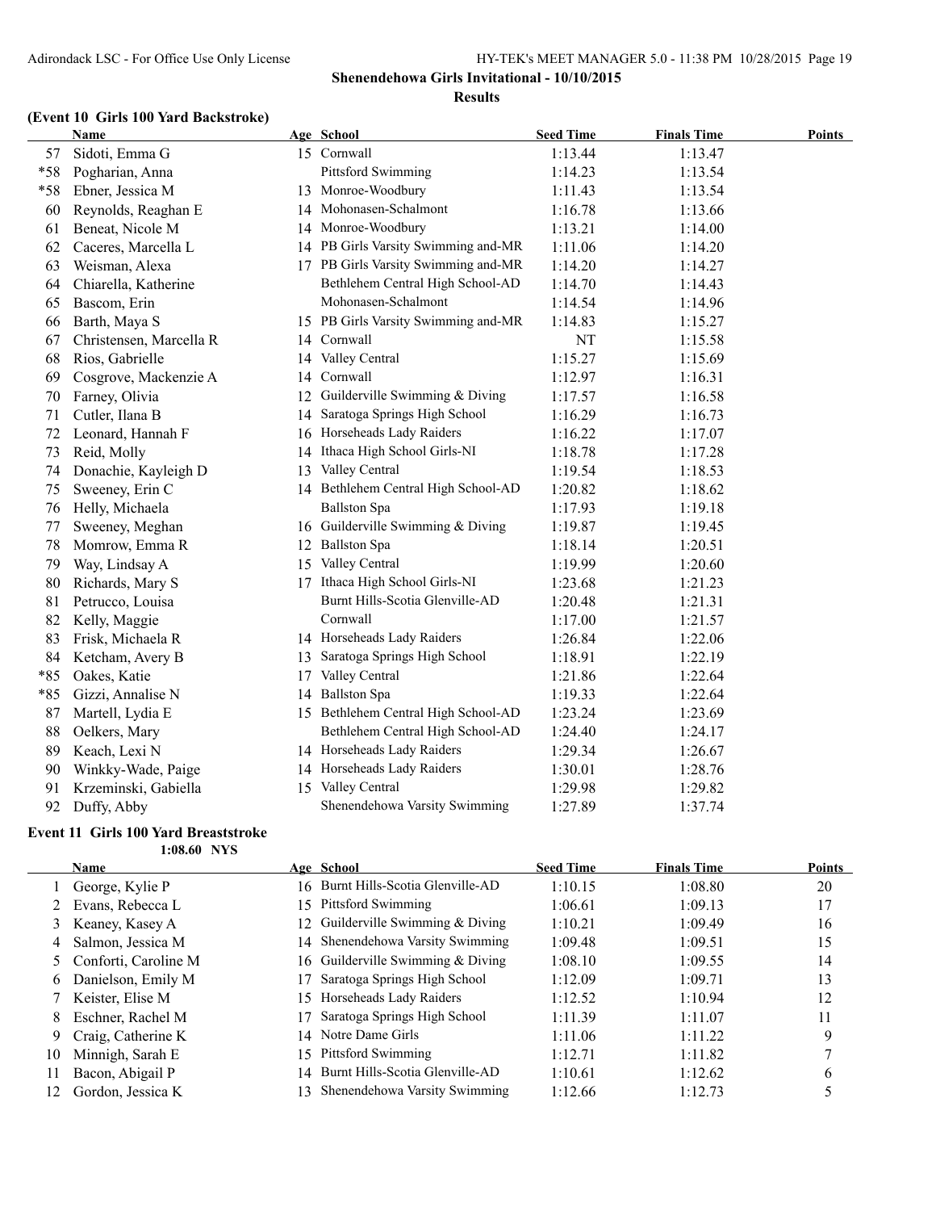# Shenendehowa Girls Invitational - 10/10/2015

## Results

### (Event 10 Girls 100 Yard Backstroke)

| | Name | Age | School | Seed Time | Finals Time | Points |
|---|---|---|---|---|---|---|
| 57 | Sidoti, Emma G | 15 | Cornwall | 1:13.44 | 1:13.47 | |
| *58 | Pogharian, Anna | | Pittsford Swimming | 1:14.23 | 1:13.54 | |
| *58 | Ebner, Jessica M | 13 | Monroe-Woodbury | 1:11.43 | 1:13.54 | |
| 60 | Reynolds, Reaghan E | 14 | Mohonasen-Schalmont | 1:16.78 | 1:13.66 | |
| 61 | Beneat, Nicole M | 14 | Monroe-Woodbury | 1:13.21 | 1:14.00 | |
| 62 | Caceres, Marcella L | 14 | PB Girls Varsity Swimming and-MR | 1:11.06 | 1:14.20 | |
| 63 | Weisman, Alexa | 17 | PB Girls Varsity Swimming and-MR | 1:14.20 | 1:14.27 | |
| 64 | Chiarella, Katherine | | Bethlehem Central High School-AD | 1:14.70 | 1:14.43 | |
| 65 | Bascom, Erin | | Mohonasen-Schalmont | 1:14.54 | 1:14.96 | |
| 66 | Barth, Maya S | 15 | PB Girls Varsity Swimming and-MR | 1:14.83 | 1:15.27 | |
| 67 | Christensen, Marcella R | 14 | Cornwall | NT | 1:15.58 | |
| 68 | Rios, Gabrielle | 14 | Valley Central | 1:15.27 | 1:15.69 | |
| 69 | Cosgrove, Mackenzie A | 14 | Cornwall | 1:12.97 | 1:16.31 | |
| 70 | Farney, Olivia | 12 | Guilderville Swimming & Diving | 1:17.57 | 1:16.58 | |
| 71 | Cutler, Ilana B | 14 | Saratoga Springs High School | 1:16.29 | 1:16.73 | |
| 72 | Leonard, Hannah F | 16 | Horseheads Lady Raiders | 1:16.22 | 1:17.07 | |
| 73 | Reid, Molly | 14 | Ithaca High School Girls-NI | 1:18.78 | 1:17.28 | |
| 74 | Donachie, Kayleigh D | 13 | Valley Central | 1:19.54 | 1:18.53 | |
| 75 | Sweeney, Erin C | 14 | Bethlehem Central High School-AD | 1:20.82 | 1:18.62 | |
| 76 | Helly, Michaela | | Ballston Spa | 1:17.93 | 1:19.18 | |
| 77 | Sweeney, Meghan | 16 | Guilderville Swimming & Diving | 1:19.87 | 1:19.45 | |
| 78 | Momrow, Emma R | 12 | Ballston Spa | 1:18.14 | 1:20.51 | |
| 79 | Way, Lindsay A | 15 | Valley Central | 1:19.99 | 1:20.60 | |
| 80 | Richards, Mary S | 17 | Ithaca High School Girls-NI | 1:23.68 | 1:21.23 | |
| 81 | Petrucco, Louisa | | Burnt Hills-Scotia Glenville-AD | 1:20.48 | 1:21.31 | |
| 82 | Kelly, Maggie | | Cornwall | 1:17.00 | 1:21.57 | |
| 83 | Frisk, Michaela R | 14 | Horseheads Lady Raiders | 1:26.84 | 1:22.06 | |
| 84 | Ketcham, Avery B | 13 | Saratoga Springs High School | 1:18.91 | 1:22.19 | |
| *85 | Oakes, Katie | 17 | Valley Central | 1:21.86 | 1:22.64 | |
| *85 | Gizzi, Annalise N | 14 | Ballston Spa | 1:19.33 | 1:22.64 | |
| 87 | Martell, Lydia E | 15 | Bethlehem Central High School-AD | 1:23.24 | 1:23.69 | |
| 88 | Oelkers, Mary | | Bethlehem Central High School-AD | 1:24.40 | 1:24.17 | |
| 89 | Keach, Lexi N | 14 | Horseheads Lady Raiders | 1:29.34 | 1:26.67 | |
| 90 | Winkky-Wade, Paige | 14 | Horseheads Lady Raiders | 1:30.01 | 1:28.76 | |
| 91 | Krzeminski, Gabiella | 15 | Valley Central | 1:29.98 | 1:29.82 | |
| 92 | Duffy, Abby | | Shenendehowa Varsity Swimming | 1:27.89 | 1:37.74 | |

### Event 11 Girls 100 Yard Breaststroke

1:08.60 NYS

| | Name | Age | School | Seed Time | Finals Time | Points |
|---|---|---|---|---|---|---|
| 1 | George, Kylie P | 16 | Burnt Hills-Scotia Glenville-AD | 1:10.15 | 1:08.80 | 20 |
| 2 | Evans, Rebecca L | 15 | Pittsford Swimming | 1:06.61 | 1:09.13 | 17 |
| 3 | Keaney, Kasey A | 12 | Guilderville Swimming & Diving | 1:10.21 | 1:09.49 | 16 |
| 4 | Salmon, Jessica M | 14 | Shenendehowa Varsity Swimming | 1:09.48 | 1:09.51 | 15 |
| 5 | Conforti, Caroline M | 16 | Guilderville Swimming & Diving | 1:08.10 | 1:09.55 | 14 |
| 6 | Danielson, Emily M | 17 | Saratoga Springs High School | 1:12.09 | 1:09.71 | 13 |
| 7 | Keister, Elise M | 15 | Horseheads Lady Raiders | 1:12.52 | 1:10.94 | 12 |
| 8 | Eschner, Rachel M | 17 | Saratoga Springs High School | 1:11.39 | 1:11.07 | 11 |
| 9 | Craig, Catherine K | 14 | Notre Dame Girls | 1:11.06 | 1:11.22 | 9 |
| 10 | Minnigh, Sarah E | 15 | Pittsford Swimming | 1:12.71 | 1:11.82 | 7 |
| 11 | Bacon, Abigail P | 14 | Burnt Hills-Scotia Glenville-AD | 1:10.61 | 1:12.62 | 6 |
| 12 | Gordon, Jessica K | 13 | Shenendehowa Varsity Swimming | 1:12.66 | 1:12.73 | 5 |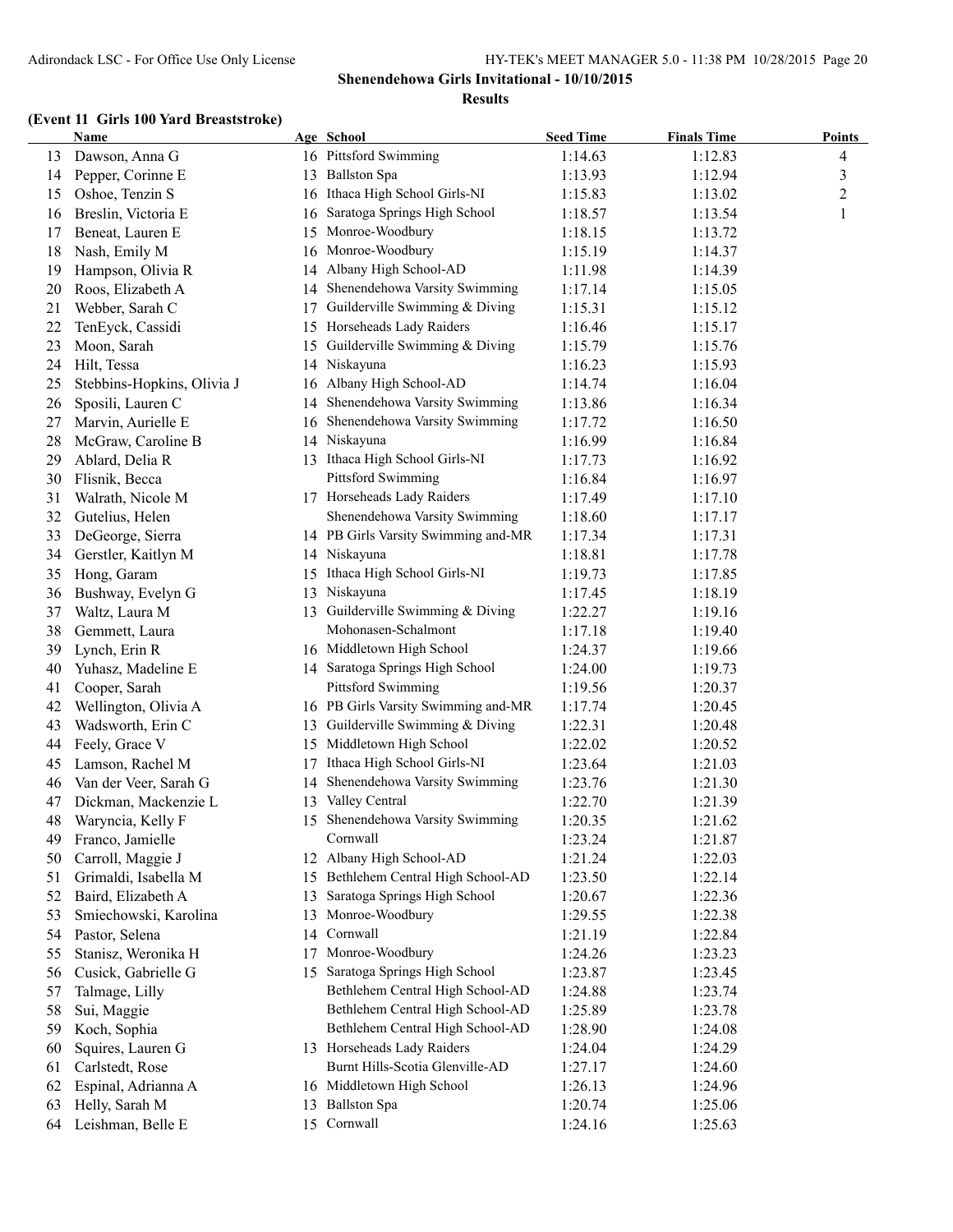**Shenendehowa Girls Invitational - 10/10/2015**

**Results**

**(Event 11 Girls 100 Yard Breaststroke)**

| | Name | Age | School | Seed Time | Finals Time | Points |
|---|---|---|---|---|---|---|
| 13 | Dawson, Anna G | 16 | Pittsford Swimming | 1:14.63 | 1:12.83 | 4 |
| 14 | Pepper, Corinne E | 13 | Ballston Spa | 1:13.93 | 1:12.94 | 3 |
| 15 | Oshoe, Tenzin S | 16 | Ithaca High School Girls-NI | 1:15.83 | 1:13.02 | 2 |
| 16 | Breslin, Victoria E | 16 | Saratoga Springs High School | 1:18.57 | 1:13.54 | 1 |
| 17 | Beneat, Lauren E | 15 | Monroe-Woodbury | 1:18.15 | 1:13.72 | |
| 18 | Nash, Emily M | 16 | Monroe-Woodbury | 1:15.19 | 1:14.37 | |
| 19 | Hampson, Olivia R | 14 | Albany High School-AD | 1:11.98 | 1:14.39 | |
| 20 | Roos, Elizabeth A | 14 | Shenendehowa Varsity Swimming | 1:17.14 | 1:15.05 | |
| 21 | Webber, Sarah C | 17 | Guilderville Swimming & Diving | 1:15.31 | 1:15.12 | |
| 22 | TenEyck, Cassidi | 15 | Horseheads Lady Raiders | 1:16.46 | 1:15.17 | |
| 23 | Moon, Sarah | 15 | Guilderville Swimming & Diving | 1:15.79 | 1:15.76 | |
| 24 | Hilt, Tessa | 14 | Niskayuna | 1:16.23 | 1:15.93 | |
| 25 | Stebbins-Hopkins, Olivia J | 16 | Albany High School-AD | 1:14.74 | 1:16.04 | |
| 26 | Sposili, Lauren C | 14 | Shenendehowa Varsity Swimming | 1:13.86 | 1:16.34 | |
| 27 | Marvin, Aurielle E | 16 | Shenendehowa Varsity Swimming | 1:17.72 | 1:16.50 | |
| 28 | McGraw, Caroline B | 14 | Niskayuna | 1:16.99 | 1:16.84 | |
| 29 | Ablard, Delia R | 13 | Ithaca High School Girls-NI | 1:17.73 | 1:16.92 | |
| 30 | Flisnik, Becca | | Pittsford Swimming | 1:16.84 | 1:16.97 | |
| 31 | Walrath, Nicole M | 17 | Horseheads Lady Raiders | 1:17.49 | 1:17.10 | |
| 32 | Gutelius, Helen | | Shenendehowa Varsity Swimming | 1:18.60 | 1:17.17 | |
| 33 | DeGeorge, Sierra | 14 | PB Girls Varsity Swimming and-MR | 1:17.34 | 1:17.31 | |
| 34 | Gerstler, Kaitlyn M | 14 | Niskayuna | 1:18.81 | 1:17.78 | |
| 35 | Hong, Garam | 15 | Ithaca High School Girls-NI | 1:19.73 | 1:17.85 | |
| 36 | Bushway, Evelyn G | 13 | Niskayuna | 1:17.45 | 1:18.19 | |
| 37 | Waltz, Laura M | 13 | Guilderville Swimming & Diving | 1:22.27 | 1:19.16 | |
| 38 | Gemmett, Laura | | Mohonasen-Schalmont | 1:17.18 | 1:19.40 | |
| 39 | Lynch, Erin R | 16 | Middletown High School | 1:24.37 | 1:19.66 | |
| 40 | Yuhasz, Madeline E | 14 | Saratoga Springs High School | 1:24.00 | 1:19.73 | |
| 41 | Cooper, Sarah | | Pittsford Swimming | 1:19.56 | 1:20.37 | |
| 42 | Wellington, Olivia A | 16 | PB Girls Varsity Swimming and-MR | 1:17.74 | 1:20.45 | |
| 43 | Wadsworth, Erin C | 13 | Guilderville Swimming & Diving | 1:22.31 | 1:20.48 | |
| 44 | Feely, Grace V | 15 | Middletown High School | 1:22.02 | 1:20.52 | |
| 45 | Lamson, Rachel M | 17 | Ithaca High School Girls-NI | 1:23.64 | 1:21.03 | |
| 46 | Van der Veer, Sarah G | 14 | Shenendehowa Varsity Swimming | 1:23.76 | 1:21.30 | |
| 47 | Dickman, Mackenzie L | 13 | Valley Central | 1:22.70 | 1:21.39 | |
| 48 | Waryncia, Kelly F | 15 | Shenendehowa Varsity Swimming | 1:20.35 | 1:21.62 | |
| 49 | Franco, Jamielle | | Cornwall | 1:23.24 | 1:21.87 | |
| 50 | Carroll, Maggie J | 12 | Albany High School-AD | 1:21.24 | 1:22.03 | |
| 51 | Grimaldi, Isabella M | 15 | Bethlehem Central High School-AD | 1:23.50 | 1:22.14 | |
| 52 | Baird, Elizabeth A | 13 | Saratoga Springs High School | 1:20.67 | 1:22.36 | |
| 53 | Smiechowski, Karolina | 13 | Monroe-Woodbury | 1:29.55 | 1:22.38 | |
| 54 | Pastor, Selena | 14 | Cornwall | 1:21.19 | 1:22.84 | |
| 55 | Stanisz, Weronika H | 17 | Monroe-Woodbury | 1:24.26 | 1:23.23 | |
| 56 | Cusick, Gabrielle G | 15 | Saratoga Springs High School | 1:23.87 | 1:23.45 | |
| 57 | Talmage, Lilly | | Bethlehem Central High School-AD | 1:24.88 | 1:23.74 | |
| 58 | Sui, Maggie | | Bethlehem Central High School-AD | 1:25.89 | 1:23.78 | |
| 59 | Koch, Sophia | | Bethlehem Central High School-AD | 1:28.90 | 1:24.08 | |
| 60 | Squires, Lauren G | 13 | Horseheads Lady Raiders | 1:24.04 | 1:24.29 | |
| 61 | Carlstedt, Rose | | Burnt Hills-Scotia Glenville-AD | 1:27.17 | 1:24.60 | |
| 62 | Espinal, Adrianna A | 16 | Middletown High School | 1:26.13 | 1:24.96 | |
| 63 | Helly, Sarah M | 13 | Ballston Spa | 1:20.74 | 1:25.06 | |
| 64 | Leishman, Belle E | 15 | Cornwall | 1:24.16 | 1:25.63 | |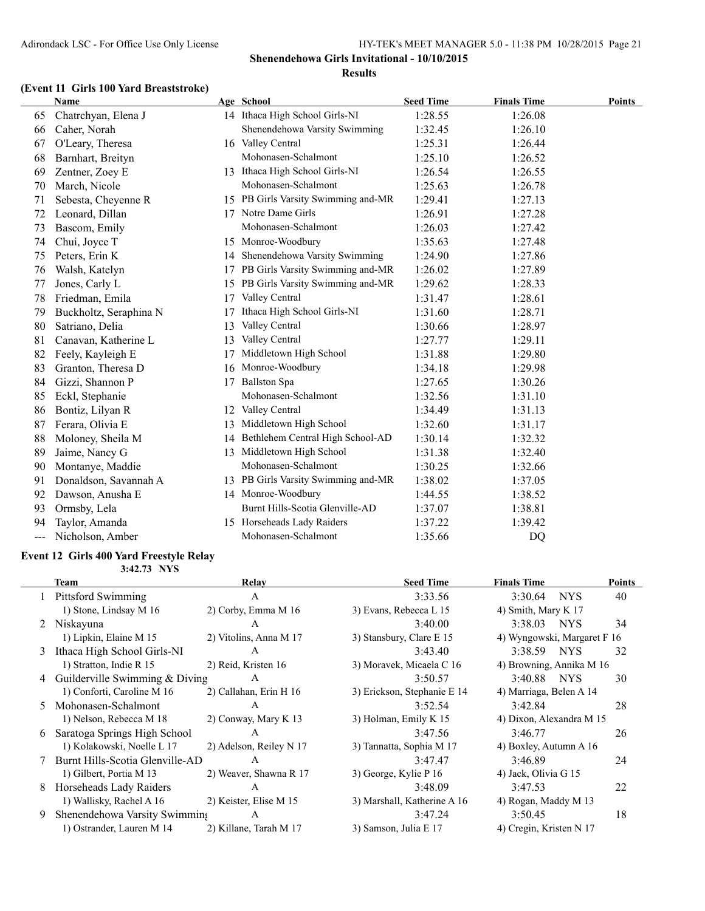## Shenendehowa Girls Invitational - 10/10/2015

### Results

### (Event 11 Girls 100 Yard Breaststroke)

| | Name | Age | School | Seed Time | Finals Time | Points |
|---|---|---|---|---|---|---|
| 65 | Chatrchyan, Elena J | 14 | Ithaca High School Girls-NI | 1:28.55 | 1:26.08 | |
| 66 | Caher, Norah | | Shenendehowa Varsity Swimming | 1:32.45 | 1:26.10 | |
| 67 | O'Leary, Theresa | 16 | Valley Central | 1:25.31 | 1:26.44 | |
| 68 | Barnhart, Breityn | | Mohonasen-Schalmont | 1:25.10 | 1:26.52 | |
| 69 | Zentner, Zoey E | 13 | Ithaca High School Girls-NI | 1:26.54 | 1:26.55 | |
| 70 | March, Nicole | | Mohonasen-Schalmont | 1:25.63 | 1:26.78 | |
| 71 | Sebesta, Cheyenne R | 15 | PB Girls Varsity Swimming and-MR | 1:29.41 | 1:27.13 | |
| 72 | Leonard, Dillan | 17 | Notre Dame Girls | 1:26.91 | 1:27.28 | |
| 73 | Bascom, Emily | | Mohonasen-Schalmont | 1:26.03 | 1:27.42 | |
| 74 | Chui, Joyce T | 15 | Monroe-Woodbury | 1:35.63 | 1:27.48 | |
| 75 | Peters, Erin K | 14 | Shenendehowa Varsity Swimming | 1:24.90 | 1:27.86 | |
| 76 | Walsh, Katelyn | 17 | PB Girls Varsity Swimming and-MR | 1:26.02 | 1:27.89 | |
| 77 | Jones, Carly L | 15 | PB Girls Varsity Swimming and-MR | 1:29.62 | 1:28.33 | |
| 78 | Friedman, Emila | 17 | Valley Central | 1:31.47 | 1:28.61 | |
| 79 | Buckholtz, Seraphina N | 17 | Ithaca High School Girls-NI | 1:31.60 | 1:28.71 | |
| 80 | Satriano, Delia | 13 | Valley Central | 1:30.66 | 1:28.97 | |
| 81 | Canavan, Katherine L | 13 | Valley Central | 1:27.77 | 1:29.11 | |
| 82 | Feely, Kayleigh E | 17 | Middletown High School | 1:31.88 | 1:29.80 | |
| 83 | Granton, Theresa D | 16 | Monroe-Woodbury | 1:34.18 | 1:29.98 | |
| 84 | Gizzi, Shannon P | 17 | Ballston Spa | 1:27.65 | 1:30.26 | |
| 85 | Eckl, Stephanie | | Mohonasen-Schalmont | 1:32.56 | 1:31.10 | |
| 86 | Bontiz, Lilyan R | 12 | Valley Central | 1:34.49 | 1:31.13 | |
| 87 | Ferara, Olivia E | 13 | Middletown High School | 1:32.60 | 1:31.17 | |
| 88 | Moloney, Sheila M | 14 | Bethlehem Central High School-AD | 1:30.14 | 1:32.32 | |
| 89 | Jaime, Nancy G | 13 | Middletown High School | 1:31.38 | 1:32.40 | |
| 90 | Montanye, Maddie | | Mohonasen-Schalmont | 1:30.25 | 1:32.66 | |
| 91 | Donaldson, Savannah A | 13 | PB Girls Varsity Swimming and-MR | 1:38.02 | 1:37.05 | |
| 92 | Dawson, Anusha E | 14 | Monroe-Woodbury | 1:44.55 | 1:38.52 | |
| 93 | Ormsby, Lela | | Burnt Hills-Scotia Glenville-AD | 1:37.07 | 1:38.81 | |
| 94 | Taylor, Amanda | 15 | Horseheads Lady Raiders | 1:37.22 | 1:39.42 | |
| --- | Nicholson, Amber | | Mohonasen-Schalmont | 1:35.66 | DQ | |

### Event 12 Girls 400 Yard Freestyle Relay

**3:42.73 NYS**

| | Team | Relay | Seed Time | Finals Time | Points |
|---|---|---|---|---|---|
| 1 | Pittsford Swimming | A | 3:33.56 | 3:30.64 NYS | 40 |
| | 1) Stone, Lindsay M 16 | 2) Corby, Emma M 16 | 3) Evans, Rebecca L 15 | 4) Smith, Mary K 17 | |
| 2 | Niskayuna | A | 3:40.00 | 3:38.03 NYS | 34 |
| | 1) Lipkin, Elaine M 15 | 2) Vitolins, Anna M 17 | 3) Stansbury, Clare E 15 | 4) Wyngowski, Margaret F 16 | |
| 3 | Ithaca High School Girls-NI | A | 3:43.40 | 3:38.59 NYS | 32 |
| | 1) Stratton, Indie R 15 | 2) Reid, Kristen 16 | 3) Moravek, Micaela C 16 | 4) Browning, Annika M 16 | |
| 4 | Guilderville Swimming & Diving | A | 3:50.57 | 3:40.88 NYS | 30 |
| | 1) Conforti, Caroline M 16 | 2) Callahan, Erin H 16 | 3) Erickson, Stephanie E 14 | 4) Marriaga, Belen A 14 | |
| 5 | Mohonasen-Schalmont | A | 3:52.54 | 3:42.84 | 28 |
| | 1) Nelson, Rebecca M 18 | 2) Conway, Mary K 13 | 3) Holman, Emily K 15 | 4) Dixon, Alexandra M 15 | |
| 6 | Saratoga Springs High School | A | 3:47.56 | 3:46.77 | 26 |
| | 1) Kolakowski, Noelle L 17 | 2) Adelson, Reiley N 17 | 3) Tannatta, Sophia M 17 | 4) Boxley, Autumn A 16 | |
| 7 | Burnt Hills-Scotia Glenville-AD | A | 3:47.47 | 3:46.89 | 24 |
| | 1) Gilbert, Portia M 13 | 2) Weaver, Shawna R 17 | 3) George, Kylie P 16 | 4) Jack, Olivia G 15 | |
| 8 | Horseheads Lady Raiders | A | 3:48.09 | 3:47.53 | 22 |
| | 1) Wallisky, Rachel A 16 | 2) Keister, Elise M 15 | 3) Marshall, Katherine A 16 | 4) Rogan, Maddy M 13 | |
| 9 | Shenendehowa Varsity Swimming | A | 3:47.24 | 3:50.45 | 18 |
| | 1) Ostrander, Lauren M 14 | 2) Killane, Tarah M 17 | 3) Samson, Julia E 17 | 4) Cregin, Kristen N 17 | |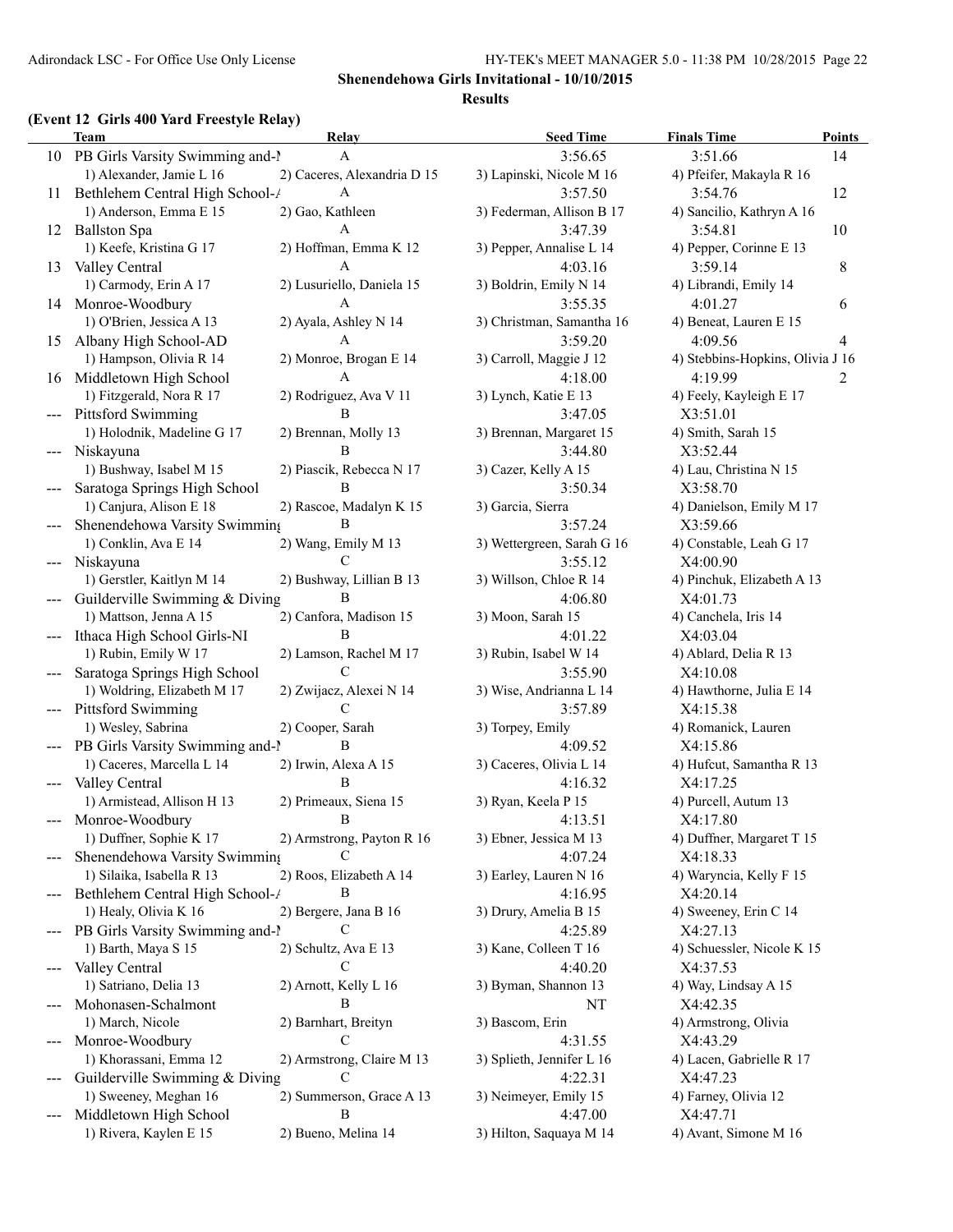**Shenendehowa Girls Invitational - 10/10/2015**

**Results**

### (Event 12 Girls 400 Yard Freestyle Relay)

| | Team | Relay | Seed Time | Finals Time | Points |
|---|---|---|---|---|---|
| 10 | PB Girls Varsity Swimming and-N | A | 3:56.65 | 3:51.66 | 14 |
| | 1) Alexander, Jamie L 16 | 2) Caceres, Alexandria D 15 | 3) Lapinski, Nicole M 16 | 4) Pfeifer, Makayla R 16 | |
| 11 | Bethlehem Central High School-A | A | 3:57.50 | 3:54.76 | 12 |
| | 1) Anderson, Emma E 15 | 2) Gao, Kathleen | 3) Federman, Allison B 17 | 4) Sancilio, Kathryn A 16 | |
| 12 | Ballston Spa | A | 3:47.39 | 3:54.81 | 10 |
| | 1) Keefe, Kristina G 17 | 2) Hoffman, Emma K 12 | 3) Pepper, Annalise L 14 | 4) Pepper, Corinne E 13 | |
| 13 | Valley Central | A | 4:03.16 | 3:59.14 | 8 |
| | 1) Carmody, Erin A 17 | 2) Lusuriello, Daniela 15 | 3) Boldrin, Emily N 14 | 4) Librandi, Emily 14 | |
| 14 | Monroe-Woodbury | A | 3:55.35 | 4:01.27 | 6 |
| | 1) O'Brien, Jessica A 13 | 2) Ayala, Ashley N 14 | 3) Christman, Samantha 16 | 4) Beneat, Lauren E 15 | |
| 15 | Albany High School-AD | A | 3:59.20 | 4:09.56 | 4 |
| | 1) Hampson, Olivia R 14 | 2) Monroe, Brogan E 14 | 3) Carroll, Maggie J 12 | 4) Stebbins-Hopkins, Olivia J 16 | |
| 16 | Middletown High School | A | 4:18.00 | 4:19.99 | 2 |
| | 1) Fitzgerald, Nora R 17 | 2) Rodriguez, Ava V 11 | 3) Lynch, Katie E 13 | 4) Feely, Kayleigh E 17 | |
| --- | Pittsford Swimming | B | 3:47.05 | X3:51.01 | |
| | 1) Holodnik, Madeline G 17 | 2) Brennan, Molly 13 | 3) Brennan, Margaret 15 | 4) Smith, Sarah 15 | |
| --- | Niskayuna | B | 3:44.80 | X3:52.44 | |
| | 1) Bushway, Isabel M 15 | 2) Piascik, Rebecca N 17 | 3) Cazer, Kelly A 15 | 4) Lau, Christina N 15 | |
| --- | Saratoga Springs High School | B | 3:50.34 | X3:58.70 | |
| | 1) Canjura, Alison E 18 | 2) Rascoe, Madalyn K 15 | 3) Garcia, Sierra | 4) Danielson, Emily M 17 | |
| --- | Shenendehowa Varsity Swimming | B | 3:57.24 | X3:59.66 | |
| | 1) Conklin, Ava E 14 | 2) Wang, Emily M 13 | 3) Wettergreen, Sarah G 16 | 4) Constable, Leah G 17 | |
| --- | Niskayuna | C | 3:55.12 | X4:00.90 | |
| | 1) Gerstler, Kaitlyn M 14 | 2) Bushway, Lillian B 13 | 3) Willson, Chloe R 14 | 4) Pinchuk, Elizabeth A 13 | |
| --- | Guilderville Swimming & Diving | B | 4:06.80 | X4:01.73 | |
| | 1) Mattson, Jenna A 15 | 2) Canfora, Madison 15 | 3) Moon, Sarah 15 | 4) Canchela, Iris 14 | |
| --- | Ithaca High School Girls-NI | B | 4:01.22 | X4:03.04 | |
| | 1) Rubin, Emily W 17 | 2) Lamson, Rachel M 17 | 3) Rubin, Isabel W 14 | 4) Ablard, Delia R 13 | |
| --- | Saratoga Springs High School | C | 3:55.90 | X4:10.08 | |
| | 1) Woldring, Elizabeth M 17 | 2) Zwijacz, Alexei N 14 | 3) Wise, Andrianna L 14 | 4) Hawthorne, Julia E 14 | |
| --- | Pittsford Swimming | C | 3:57.89 | X4:15.38 | |
| | 1) Wesley, Sabrina | 2) Cooper, Sarah | 3) Torpey, Emily | 4) Romanick, Lauren | |
| --- | PB Girls Varsity Swimming and-N | B | 4:09.52 | X4:15.86 | |
| | 1) Caceres, Marcella L 14 | 2) Irwin, Alexa A 15 | 3) Caceres, Olivia L 14 | 4) Hufcut, Samantha R 13 | |
| --- | Valley Central | B | 4:16.32 | X4:17.25 | |
| | 1) Armistead, Allison H 13 | 2) Primeaux, Siena 15 | 3) Ryan, Keela P 15 | 4) Purcell, Autum 13 | |
| --- | Monroe-Woodbury | B | 4:13.51 | X4:17.80 | |
| | 1) Duffner, Sophie K 17 | 2) Armstrong, Payton R 16 | 3) Ebner, Jessica M 13 | 4) Duffner, Margaret T 15 | |
| --- | Shenendehowa Varsity Swimming | C | 4:07.24 | X4:18.33 | |
| | 1) Silaika, Isabella R 13 | 2) Roos, Elizabeth A 14 | 3) Earley, Lauren N 16 | 4) Waryncia, Kelly F 15 | |
| --- | Bethlehem Central High School-A | B | 4:16.95 | X4:20.14 | |
| | 1) Healy, Olivia K 16 | 2) Bergere, Jana B 16 | 3) Drury, Amelia B 15 | 4) Sweeney, Erin C 14 | |
| --- | PB Girls Varsity Swimming and-N | C | 4:25.89 | X4:27.13 | |
| | 1) Barth, Maya S 15 | 2) Schultz, Ava E 13 | 3) Kane, Colleen T 16 | 4) Schuessler, Nicole K 15 | |
| --- | Valley Central | C | 4:40.20 | X4:37.53 | |
| | 1) Satriano, Delia 13 | 2) Arnott, Kelly L 16 | 3) Byman, Shannon 13 | 4) Way, Lindsay A 15 | |
| --- | Mohonasen-Schalmont | B | NT | X4:42.35 | |
| | 1) March, Nicole | 2) Barnhart, Breityn | 3) Bascom, Erin | 4) Armstrong, Olivia | |
| --- | Monroe-Woodbury | C | 4:31.55 | X4:43.29 | |
| | 1) Khorassani, Emma 12 | 2) Armstrong, Claire M 13 | 3) Splieth, Jennifer L 16 | 4) Lacen, Gabrielle R 17 | |
| --- | Guilderville Swimming & Diving | C | 4:22.31 | X4:47.23 | |
| | 1) Sweeney, Meghan 16 | 2) Summerson, Grace A 13 | 3) Neimeyer, Emily 15 | 4) Farney, Olivia 12 | |
| --- | Middletown High School | B | 4:47.00 | X4:47.71 | |
| | 1) Rivera, Kaylen E 15 | 2) Bueno, Melina 14 | 3) Hilton, Saquaya M 14 | 4) Avant, Simone M 16 | |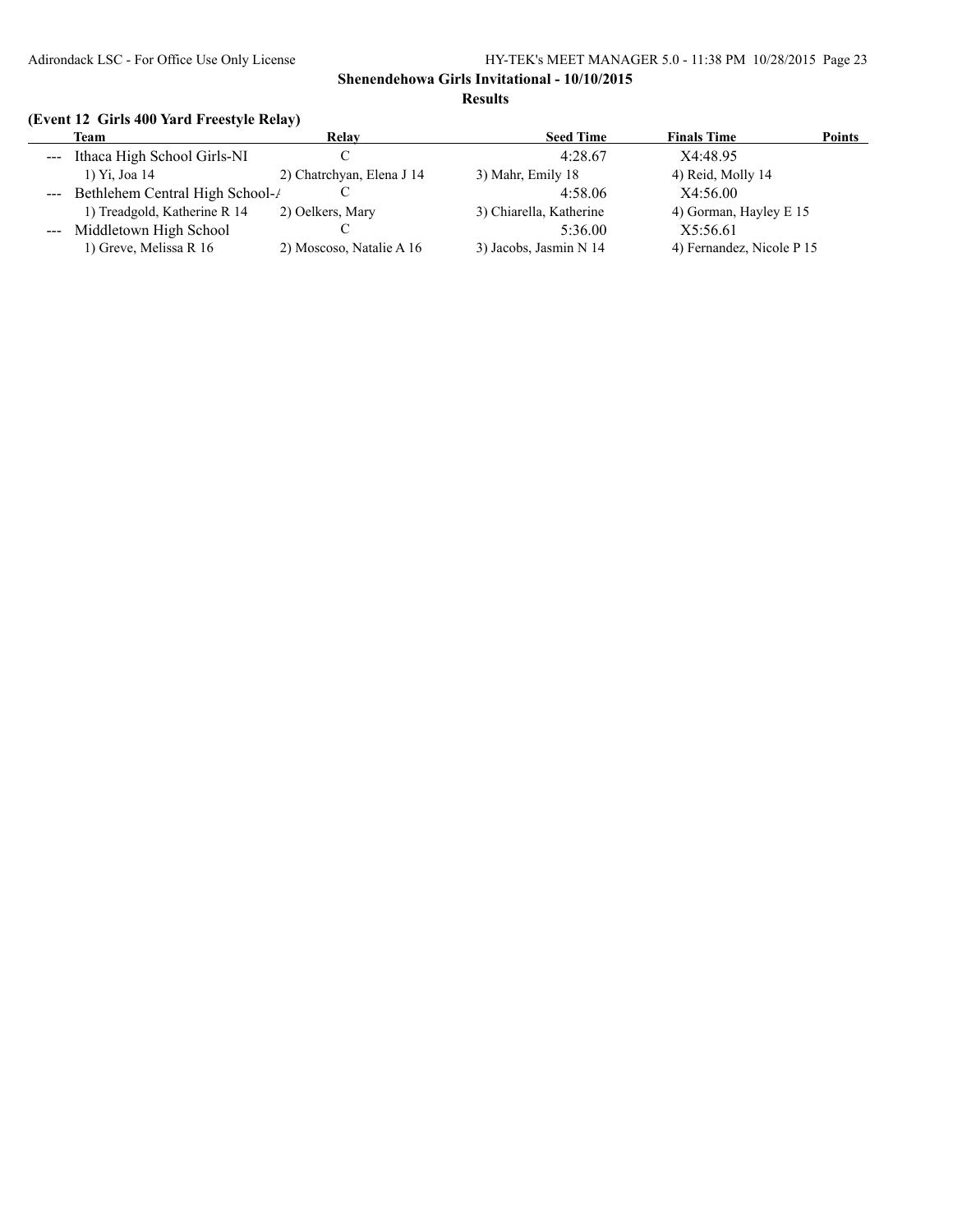**Shenendehowa Girls Invitational - 10/10/2015**

**Results**

### (Event 12 Girls 400 Yard Freestyle Relay)

| | Team | Relay | Seed Time | Finals Time | Points |
|---|---|---|---|---|---|
| --- | Ithaca High School Girls-NI | C | 4:28.67 | X4:48.95 | |
| | 1) Yi, Joa 14 | 2) Chatrchyan, Elena J 14 | 3) Mahr, Emily 18 | 4) Reid, Molly 14 | |
| --- | Bethlehem Central High School-/ | C | 4:58.06 | X4:56.00 | |
| | 1) Treadgold, Katherine R 14 | 2) Oelkers, Mary | 3) Chiarella, Katherine | 4) Gorman, Hayley E 15 | |
| --- | Middletown High School | C | 5:36.00 | X5:56.61 | |
| | 1) Greve, Melissa R 16 | 2) Moscoso, Natalie A 16 | 3) Jacobs, Jasmin N 14 | 4) Fernandez, Nicole P 15 | |